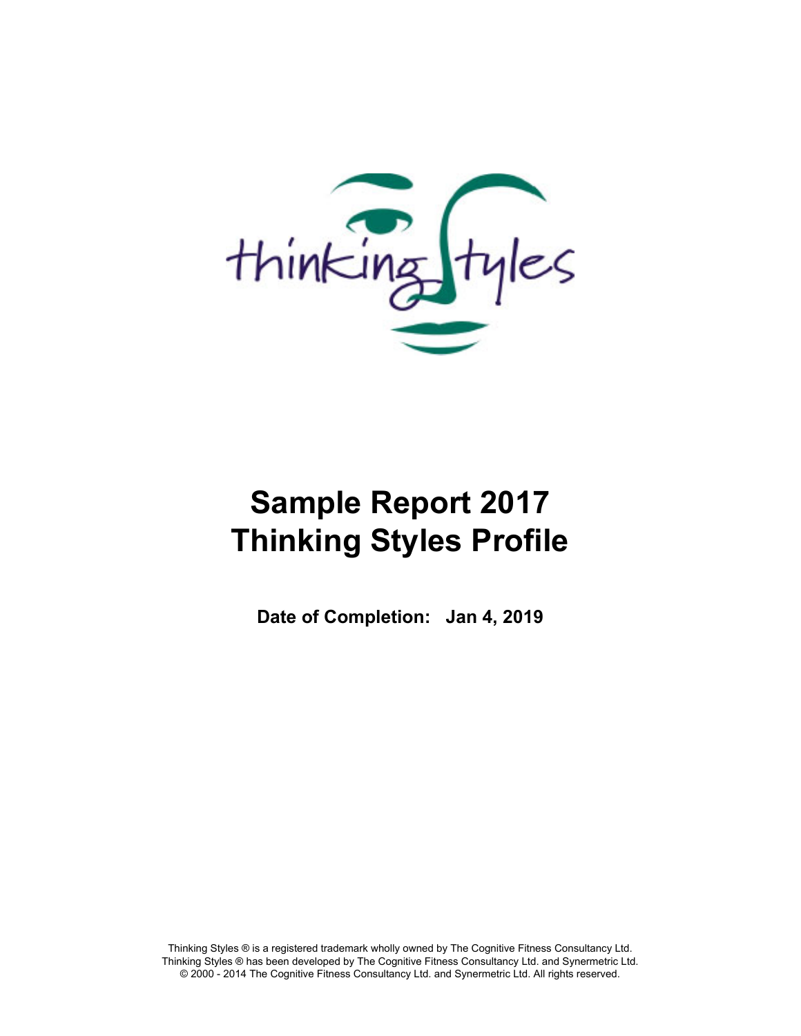# Sample Report 2017
# Thinking Styles Profile

**Date of Completion: Jan 4, 2019**

Thinking Styles ® is a registered trademark wholly owned by The Cognitive Fitness Consultancy Ltd.
Thinking Styles ® has been developed by The Cognitive Fitness Consultancy Ltd. and Synermetric Ltd.
© 2000 - 2014 The Cognitive Fitness Consultancy Ltd. and Synermetric Ltd. All rights reserved.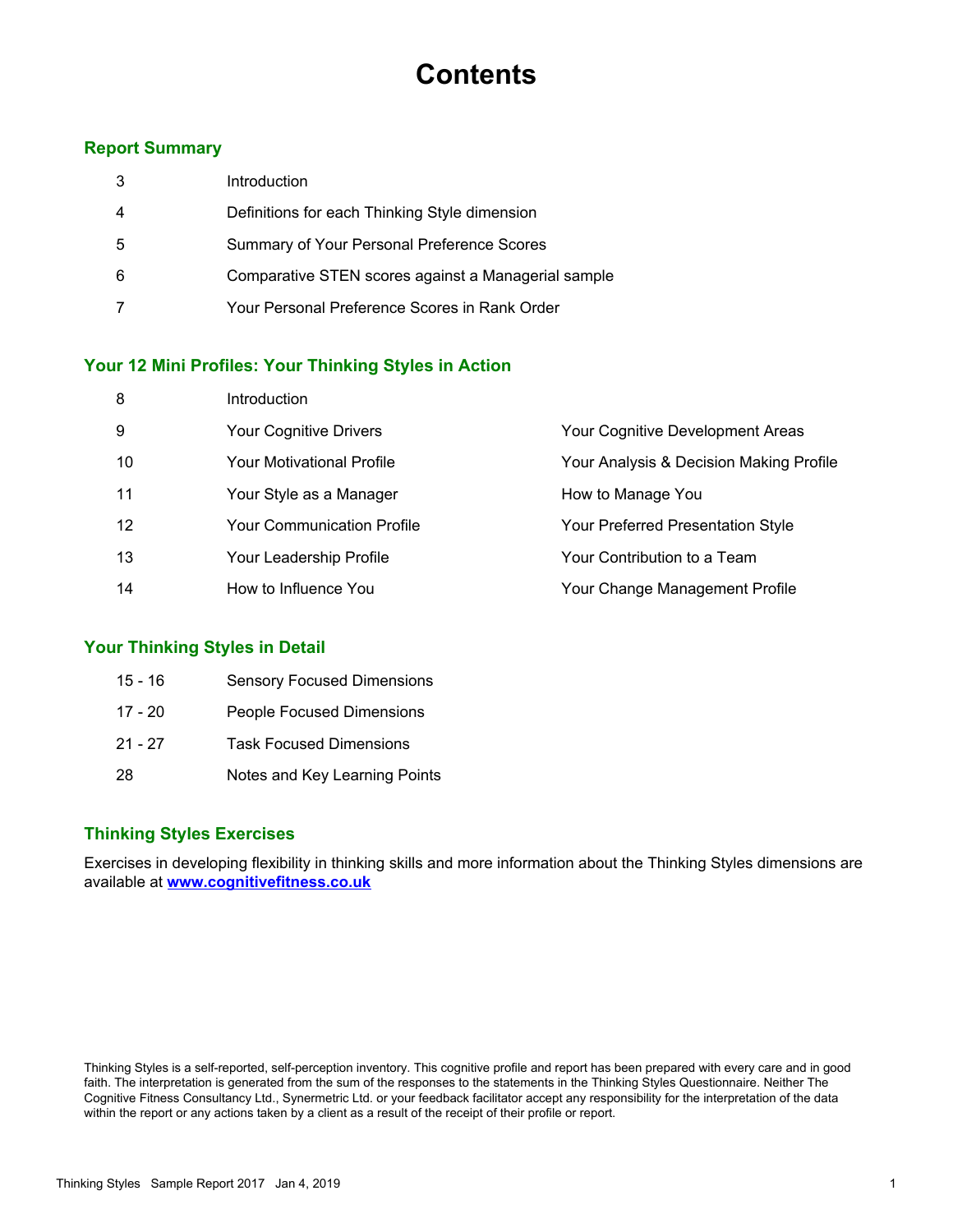# Contents

## Report Summary

| | |
|---|---|
| 3 | Introduction |
| 4 | Definitions for each Thinking Style dimension |
| 5 | Summary of Your Personal Preference Scores |
| 6 | Comparative STEN scores against a Managerial sample |
| 7 | Your Personal Preference Scores in Rank Order |

## Your 12 Mini Profiles: Your Thinking Styles in Action

| | | |
|---|---|---|
| 8 | Introduction | |
| 9 | Your Cognitive Drivers | Your Cognitive Development Areas |
| 10 | Your Motivational Profile | Your Analysis & Decision Making Profile |
| 11 | Your Style as a Manager | How to Manage You |
| 12 | Your Communication Profile | Your Preferred Presentation Style |
| 13 | Your Leadership Profile | Your Contribution to a Team |
| 14 | How to Influence You | Your Change Management Profile |

## Your Thinking Styles in Detail

| | |
|---|---|
| 15 - 16 | Sensory Focused Dimensions |
| 17 - 20 | People Focused Dimensions |
| 21 - 27 | Task Focused Dimensions |
| 28 | Notes and Key Learning Points |

## Thinking Styles Exercises

Exercises in developing flexibility in thinking skills and more information about the Thinking Styles dimensions are available at **www.cognitivefitness.co.uk**

Thinking Styles is a self-reported, self-perception inventory. This cognitive profile and report has been prepared with every care and in good faith. The interpretation is generated from the sum of the responses to the statements in the Thinking Styles Questionnaire. Neither The Cognitive Fitness Consultancy Ltd., Synermetric Ltd. or your feedback facilitator accept any responsibility for the interpretation of the data within the report or any actions taken by a client as a result of the receipt of their profile or report.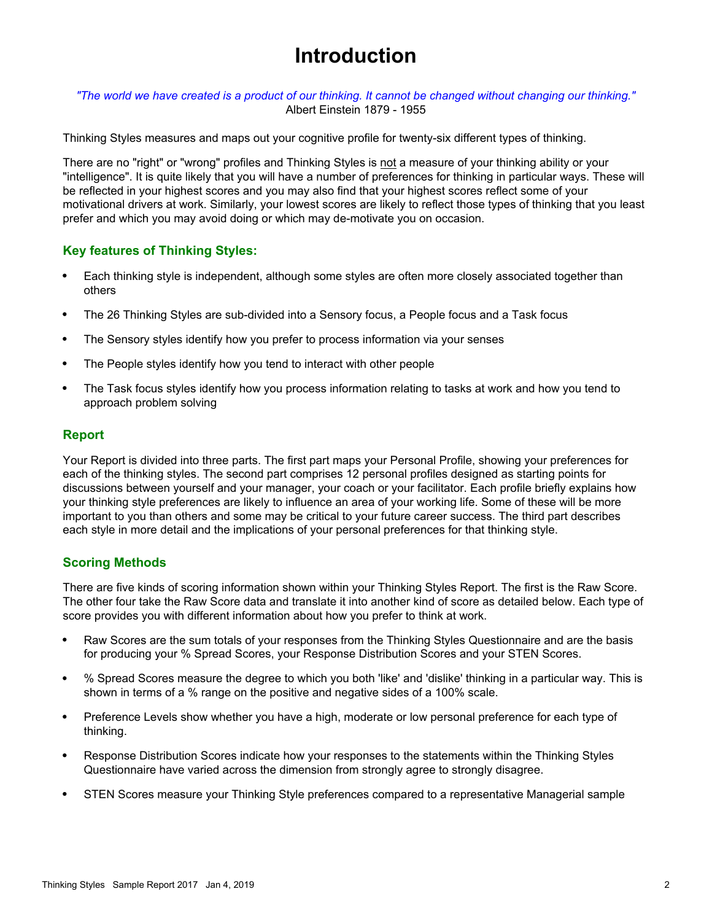# Introduction

*"The world we have created is a product of our thinking. It cannot be changed without changing our thinking."*
Albert Einstein 1879 - 1955

Thinking Styles measures and maps out your cognitive profile for twenty-six different types of thinking.

There are no "right" or "wrong" profiles and Thinking Styles is not a measure of your thinking ability or your "intelligence". It is quite likely that you will have a number of preferences for thinking in particular ways. These will be reflected in your highest scores and you may also find that your highest scores reflect some of your motivational drivers at work. Similarly, your lowest scores are likely to reflect those types of thinking that you least prefer and which you may avoid doing or which may de-motivate you on occasion.

### Key features of Thinking Styles:

- Each thinking style is independent, although some styles are often more closely associated together than others
- The 26 Thinking Styles are sub-divided into a Sensory focus, a People focus and a Task focus
- The Sensory styles identify how you prefer to process information via your senses
- The People styles identify how you tend to interact with other people
- The Task focus styles identify how you process information relating to tasks at work and how you tend to approach problem solving

### Report

Your Report is divided into three parts. The first part maps your Personal Profile, showing your preferences for each of the thinking styles. The second part comprises 12 personal profiles designed as starting points for discussions between yourself and your manager, your coach or your facilitator. Each profile briefly explains how your thinking style preferences are likely to influence an area of your working life. Some of these will be more important to you than others and some may be critical to your future career success. The third part describes each style in more detail and the implications of your personal preferences for that thinking style.

### Scoring Methods

There are five kinds of scoring information shown within your Thinking Styles Report. The first is the Raw Score. The other four take the Raw Score data and translate it into another kind of score as detailed below. Each type of score provides you with different information about how you prefer to think at work.

- Raw Scores are the sum totals of your responses from the Thinking Styles Questionnaire and are the basis for producing your % Spread Scores, your Response Distribution Scores and your STEN Scores.
- % Spread Scores measure the degree to which you both 'like' and 'dislike' thinking in a particular way. This is shown in terms of a % range on the positive and negative sides of a 100% scale.
- Preference Levels show whether you have a high, moderate or low personal preference for each type of thinking.
- Response Distribution Scores indicate how your responses to the statements within the Thinking Styles Questionnaire have varied across the dimension from strongly agree to strongly disagree.
- STEN Scores measure your Thinking Style preferences compared to a representative Managerial sample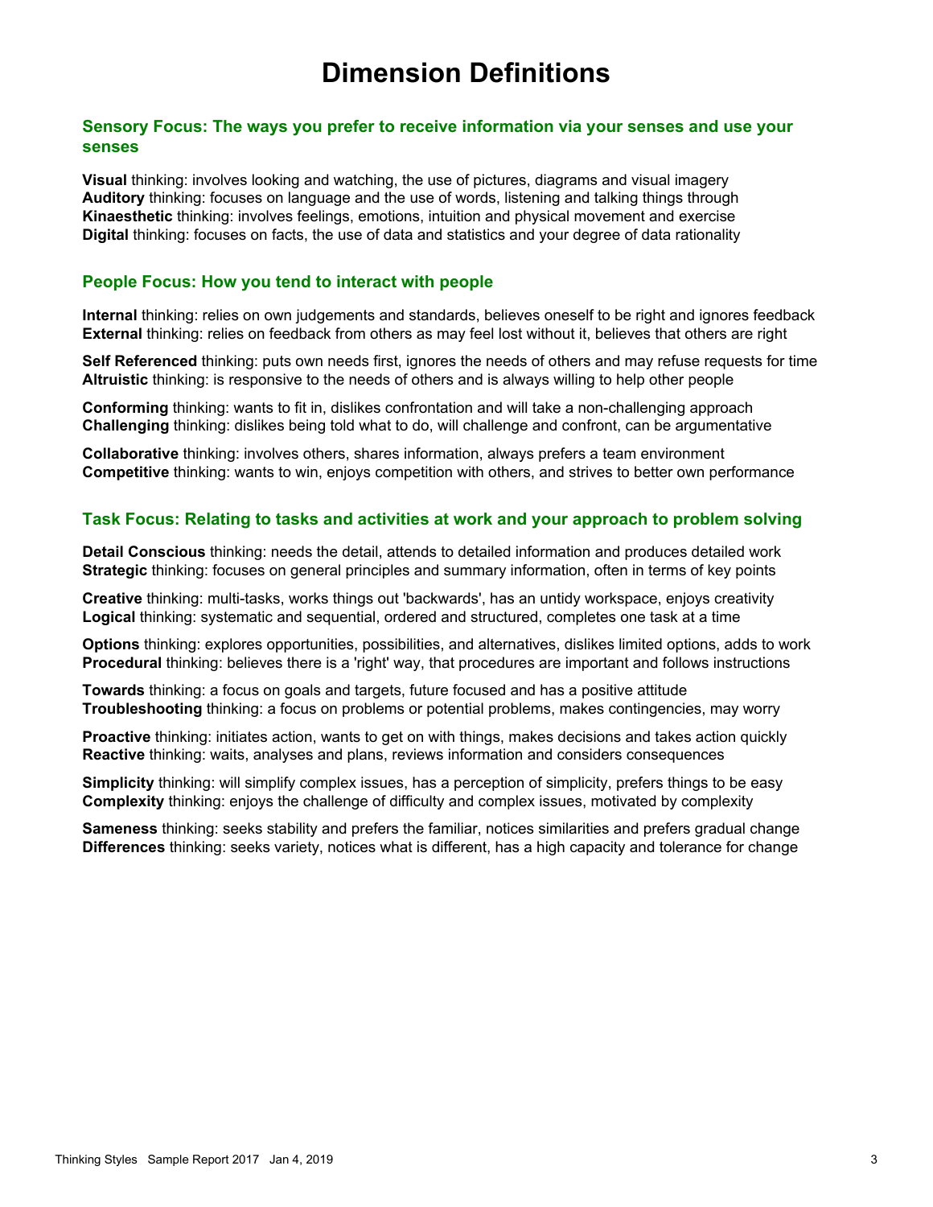# Dimension Definitions

## Sensory Focus: The ways you prefer to receive information via your senses and use your senses

**Visual** thinking: involves looking and watching, the use of pictures, diagrams and visual imagery
**Auditory** thinking: focuses on language and the use of words, listening and talking things through
**Kinaesthetic** thinking: involves feelings, emotions, intuition and physical movement and exercise
**Digital** thinking: focuses on facts, the use of data and statistics and your degree of data rationality

## People Focus: How you tend to interact with people

**Internal** thinking: relies on own judgements and standards, believes oneself to be right and ignores feedback
**External** thinking: relies on feedback from others as may feel lost without it, believes that others are right

**Self Referenced** thinking: puts own needs first, ignores the needs of others and may refuse requests for time
**Altruistic** thinking: is responsive to the needs of others and is always willing to help other people

**Conforming** thinking: wants to fit in, dislikes confrontation and will take a non-challenging approach
**Challenging** thinking: dislikes being told what to do, will challenge and confront, can be argumentative

**Collaborative** thinking: involves others, shares information, always prefers a team environment
**Competitive** thinking: wants to win, enjoys competition with others, and strives to better own performance

## Task Focus: Relating to tasks and activities at work and your approach to problem solving

**Detail Conscious** thinking: needs the detail, attends to detailed information and produces detailed work
**Strategic** thinking: focuses on general principles and summary information, often in terms of key points

**Creative** thinking: multi-tasks, works things out 'backwards', has an untidy workspace, enjoys creativity
**Logical** thinking: systematic and sequential, ordered and structured, completes one task at a time

**Options** thinking: explores opportunities, possibilities, and alternatives, dislikes limited options, adds to work
**Procedural** thinking: believes there is a 'right' way, that procedures are important and follows instructions

**Towards** thinking: a focus on goals and targets, future focused and has a positive attitude
**Troubleshooting** thinking: a focus on problems or potential problems, makes contingencies, may worry

**Proactive** thinking: initiates action, wants to get on with things, makes decisions and takes action quickly
**Reactive** thinking: waits, analyses and plans, reviews information and considers consequences

**Simplicity** thinking: will simplify complex issues, has a perception of simplicity, prefers things to be easy
**Complexity** thinking: enjoys the challenge of difficulty and complex issues, motivated by complexity

**Sameness** thinking: seeks stability and prefers the familiar, notices similarities and prefers gradual change
**Differences** thinking: seeks variety, notices what is different, has a high capacity and tolerance for change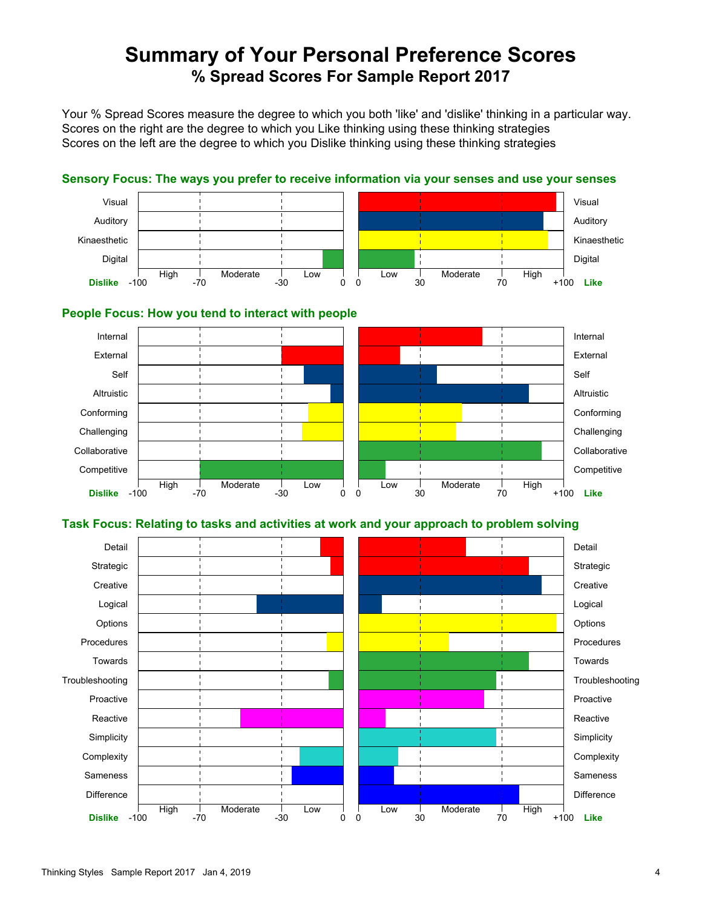# Summary of Your Personal Preference Scores

## % Spread Scores For Sample Report 2017

Your % Spread Scores measure the degree to which you both 'like' and 'dislike' thinking in a particular way.
Scores on the right are the degree to which you Like thinking using these thinking strategies
Scores on the left are the degree to which you Dislike thinking using these thinking strategies

### Sensory Focus: The ways you prefer to receive information via your senses and use your senses

Visual | Visual
Auditory | Auditory
Kinaesthetic | Kinaesthetic
Digital | Digital

Dislike: -100 (High) -70 (Moderate) -30 (Low) 0 | 0 (Low) 30 (Moderate) 70 (High) +100 Like

### People Focus: How you tend to interact with people

Internal | Internal
External | External
Self | Self
Altruistic | Altruistic
Conforming | Conforming
Challenging | Challenging
Collaborative | Collaborative
Competitive | Competitive

Dislike: -100 (High) -70 (Moderate) -30 (Low) 0 | 0 (Low) 30 (Moderate) 70 (High) +100 Like

### Task Focus: Relating to tasks and activities at work and your approach to problem solving

Detail | Detail
Strategic | Strategic
Creative | Creative
Logical | Logical
Options | Options
Procedures | Procedures
Towards | Towards
Troubleshooting | Troubleshooting
Proactive | Proactive
Reactive | Reactive
Simplicity | Simplicity
Complexity | Complexity
Sameness | Sameness
Difference | Difference

Dislike: -100 (High) -70 (Moderate) -30 (Low) 0 | 0 (Low) 30 (Moderate) 70 (High) +100 Like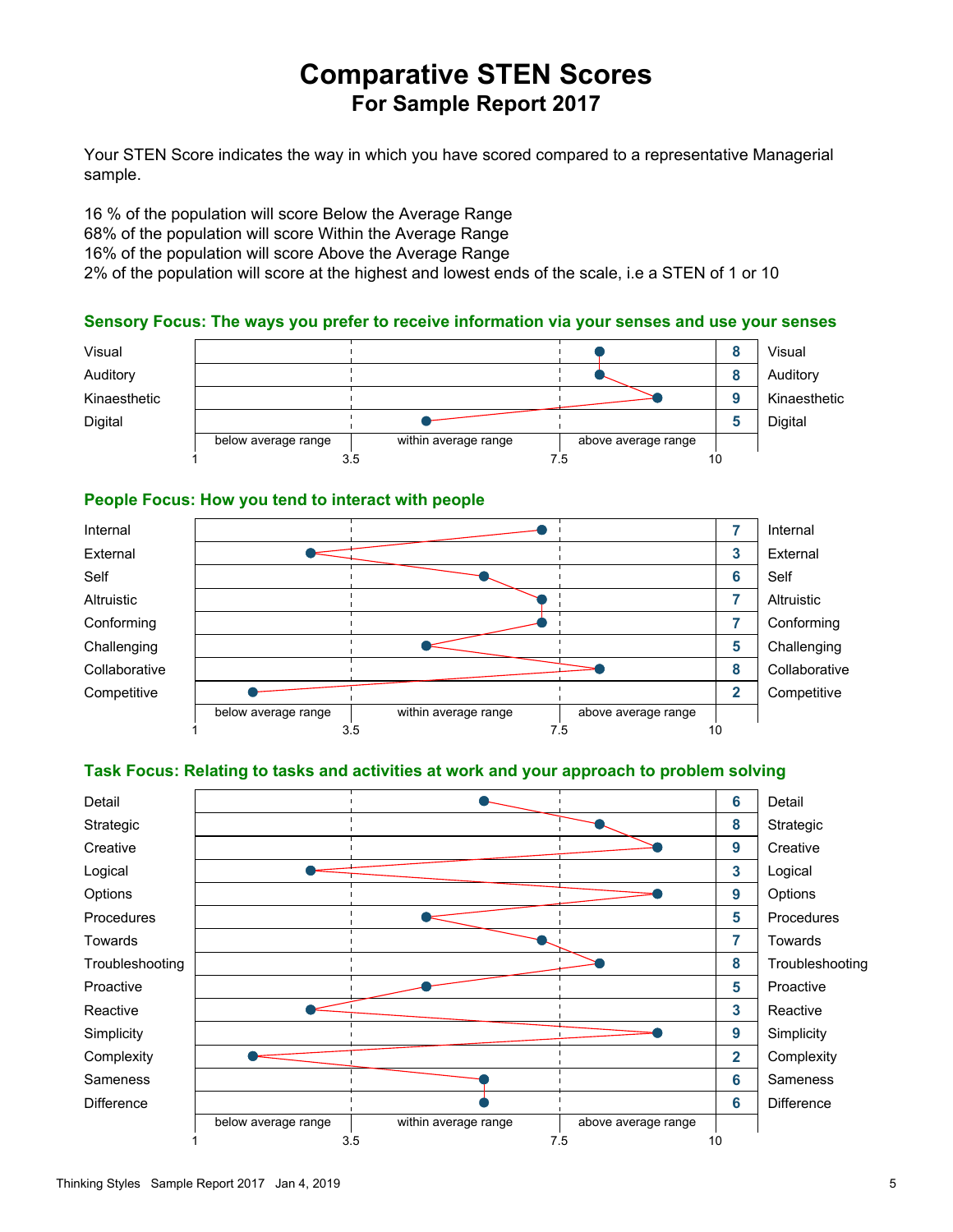# Comparative STEN Scores

## For Sample Report 2017

Your STEN Score indicates the way in which you have scored compared to a representative Managerial sample.

16 % of the population will score Below the Average Range
68% of the population will score Within the Average Range
16% of the population will score Above the Average Range
2% of the population will score at the highest and lowest ends of the scale, i.e a STEN of 1 or 10

### Sensory Focus: The ways you prefer to receive information via your senses and use your senses

| Scale | STEN |
|---|---|
| Visual | 8 |
| Auditory | 8 |
| Kinaesthetic | 9 |
| Digital | 5 |

Scale: 1 – 3.5 below average range; 3.5 – 7.5 within average range; 7.5 – 10 above average range

### People Focus: How you tend to interact with people

| Scale | STEN |
|---|---|
| Internal | 7 |
| External | 3 |
| Self | 6 |
| Altruistic | 7 |
| Conforming | 7 |
| Challenging | 5 |
| Collaborative | 8 |
| Competitive | 2 |

Scale: 1 – 3.5 below average range; 3.5 – 7.5 within average range; 7.5 – 10 above average range

### Task Focus: Relating to tasks and activities at work and your approach to problem solving

| Scale | STEN |
|---|---|
| Detail | 6 |
| Strategic | 8 |
| Creative | 9 |
| Logical | 3 |
| Options | 9 |
| Procedures | 5 |
| Towards | 7 |
| Troubleshooting | 8 |
| Proactive | 5 |
| Reactive | 3 |
| Simplicity | 9 |
| Complexity | 2 |
| Sameness | 6 |
| Difference | 6 |

Scale: 1 – 3.5 below average range; 3.5 – 7.5 within average range; 7.5 – 10 above average range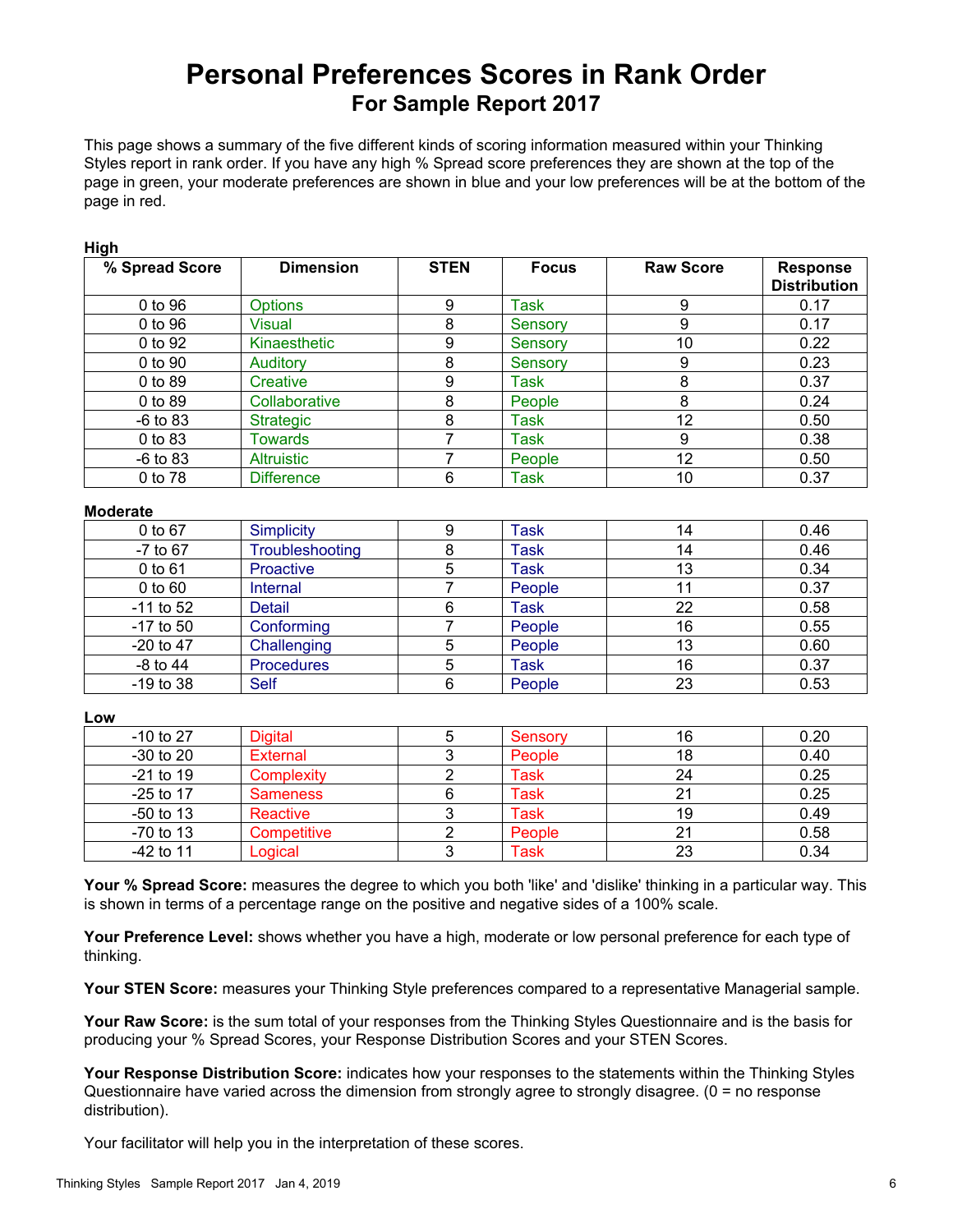# Personal Preferences Scores in Rank Order

## For Sample Report 2017

This page shows a summary of the five different kinds of scoring information measured within your Thinking Styles report in rank order. If you have any high % Spread score preferences they are shown at the top of the page in green, your moderate preferences are shown in blue and your low preferences will be at the bottom of the page in red.

**High**

| % Spread Score | Dimension | STEN | Focus | Raw Score | Response Distribution |
|---|---|---|---|---|---|
| 0 to 96 | Options | 9 | Task | 9 | 0.17 |
| 0 to 96 | Visual | 8 | Sensory | 9 | 0.17 |
| 0 to 92 | Kinaesthetic | 9 | Sensory | 10 | 0.22 |
| 0 to 90 | Auditory | 8 | Sensory | 9 | 0.23 |
| 0 to 89 | Creative | 9 | Task | 8 | 0.37 |
| 0 to 89 | Collaborative | 8 | People | 8 | 0.24 |
| -6 to 83 | Strategic | 8 | Task | 12 | 0.50 |
| 0 to 83 | Towards | 7 | Task | 9 | 0.38 |
| -6 to 83 | Altruistic | 7 | People | 12 | 0.50 |
| 0 to 78 | Difference | 6 | Task | 10 | 0.37 |

**Moderate**

| % Spread Score | Dimension | STEN | Focus | Raw Score | Response Distribution |
|---|---|---|---|---|---|
| 0 to 67 | Simplicity | 9 | Task | 14 | 0.46 |
| -7 to 67 | Troubleshooting | 8 | Task | 14 | 0.46 |
| 0 to 61 | Proactive | 5 | Task | 13 | 0.34 |
| 0 to 60 | Internal | 7 | People | 11 | 0.37 |
| -11 to 52 | Detail | 6 | Task | 22 | 0.58 |
| -17 to 50 | Conforming | 7 | People | 16 | 0.55 |
| -20 to 47 | Challenging | 5 | People | 13 | 0.60 |
| -8 to 44 | Procedures | 5 | Task | 16 | 0.37 |
| -19 to 38 | Self | 6 | People | 23 | 0.53 |

**Low**

| % Spread Score | Dimension | STEN | Focus | Raw Score | Response Distribution |
|---|---|---|---|---|---|
| -10 to 27 | Digital | 5 | Sensory | 16 | 0.20 |
| -30 to 20 | External | 3 | People | 18 | 0.40 |
| -21 to 19 | Complexity | 2 | Task | 24 | 0.25 |
| -25 to 17 | Sameness | 6 | Task | 21 | 0.25 |
| -50 to 13 | Reactive | 3 | Task | 19 | 0.49 |
| -70 to 13 | Competitive | 2 | People | 21 | 0.58 |
| -42 to 11 | Logical | 3 | Task | 23 | 0.34 |

**Your % Spread Score:** measures the degree to which you both 'like' and 'dislike' thinking in a particular way. This is shown in terms of a percentage range on the positive and negative sides of a 100% scale.

**Your Preference Level:** shows whether you have a high, moderate or low personal preference for each type of thinking.

**Your STEN Score:** measures your Thinking Style preferences compared to a representative Managerial sample.

**Your Raw Score:** is the sum total of your responses from the Thinking Styles Questionnaire and is the basis for producing your % Spread Scores, your Response Distribution Scores and your STEN Scores.

**Your Response Distribution Score:** indicates how your responses to the statements within the Thinking Styles Questionnaire have varied across the dimension from strongly agree to strongly disagree. (0 = no response distribution).

Your facilitator will help you in the interpretation of these scores.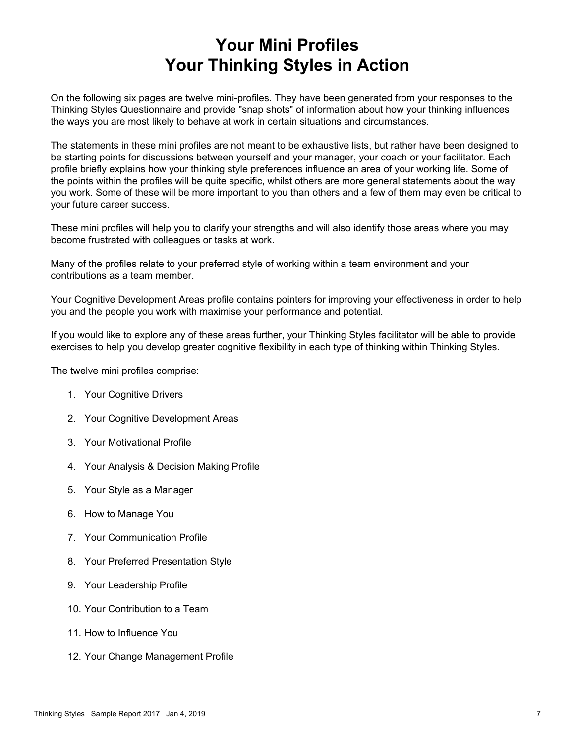# Your Mini Profiles
# Your Thinking Styles in Action

On the following six pages are twelve mini-profiles. They have been generated from your responses to the Thinking Styles Questionnaire and provide "snap shots" of information about how your thinking influences the ways you are most likely to behave at work in certain situations and circumstances.

The statements in these mini profiles are not meant to be exhaustive lists, but rather have been designed to be starting points for discussions between yourself and your manager, your coach or your facilitator. Each profile briefly explains how your thinking style preferences influence an area of your working life. Some of the points within the profiles will be quite specific, whilst others are more general statements about the way you work. Some of these will be more important to you than others and a few of them may even be critical to your future career success.

These mini profiles will help you to clarify your strengths and will also identify those areas where you may become frustrated with colleagues or tasks at work.

Many of the profiles relate to your preferred style of working within a team environment and your contributions as a team member.

Your Cognitive Development Areas profile contains pointers for improving your effectiveness in order to help you and the people you work with maximise your performance and potential.

If you would like to explore any of these areas further, your Thinking Styles facilitator will be able to provide exercises to help you develop greater cognitive flexibility in each type of thinking within Thinking Styles.

The twelve mini profiles comprise:

1. Your Cognitive Drivers
2. Your Cognitive Development Areas
3. Your Motivational Profile
4. Your Analysis & Decision Making Profile
5. Your Style as a Manager
6. How to Manage You
7. Your Communication Profile
8. Your Preferred Presentation Style
9. Your Leadership Profile
10. Your Contribution to a Team
11. How to Influence You
12. Your Change Management Profile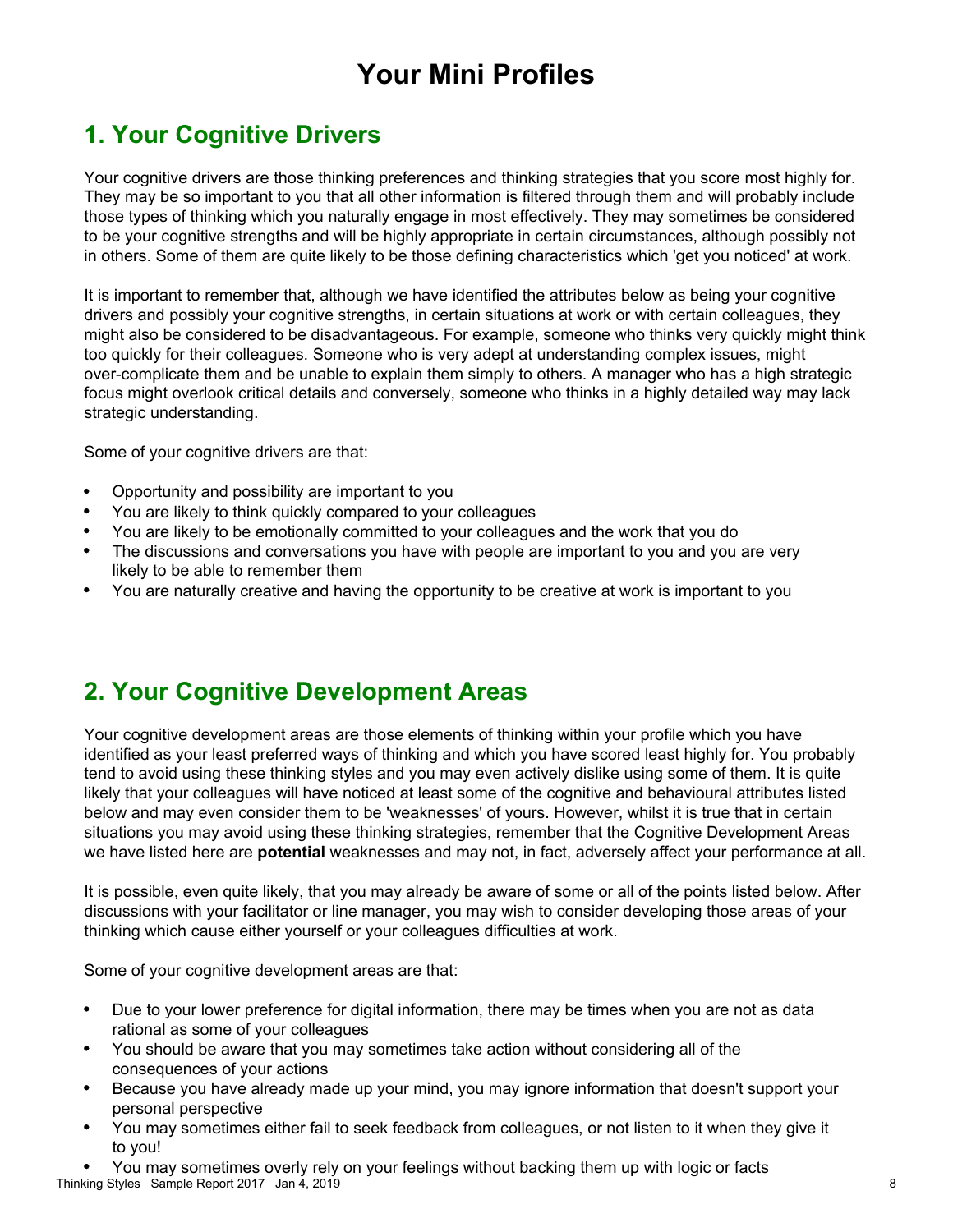# Your Mini Profiles

## 1. Your Cognitive Drivers

Your cognitive drivers are those thinking preferences and thinking strategies that you score most highly for. They may be so important to you that all other information is filtered through them and will probably include those types of thinking which you naturally engage in most effectively. They may sometimes be considered to be your cognitive strengths and will be highly appropriate in certain circumstances, although possibly not in others. Some of them are quite likely to be those defining characteristics which 'get you noticed' at work.

It is important to remember that, although we have identified the attributes below as being your cognitive drivers and possibly your cognitive strengths, in certain situations at work or with certain colleagues, they might also be considered to be disadvantageous. For example, someone who thinks very quickly might think too quickly for their colleagues. Someone who is very adept at understanding complex issues, might over-complicate them and be unable to explain them simply to others. A manager who has a high strategic focus might overlook critical details and conversely, someone who thinks in a highly detailed way may lack strategic understanding.

Some of your cognitive drivers are that:

- Opportunity and possibility are important to you
- You are likely to think quickly compared to your colleagues
- You are likely to be emotionally committed to your colleagues and the work that you do
- The discussions and conversations you have with people are important to you and you are very likely to be able to remember them
- You are naturally creative and having the opportunity to be creative at work is important to you

## 2. Your Cognitive Development Areas

Your cognitive development areas are those elements of thinking within your profile which you have identified as your least preferred ways of thinking and which you have scored least highly for. You probably tend to avoid using these thinking styles and you may even actively dislike using some of them. It is quite likely that your colleagues will have noticed at least some of the cognitive and behavioural attributes listed below and may even consider them to be 'weaknesses' of yours. However, whilst it is true that in certain situations you may avoid using these thinking strategies, remember that the Cognitive Development Areas we have listed here are **potential** weaknesses and may not, in fact, adversely affect your performance at all.

It is possible, even quite likely, that you may already be aware of some or all of the points listed below. After discussions with your facilitator or line manager, you may wish to consider developing those areas of your thinking which cause either yourself or your colleagues difficulties at work.

Some of your cognitive development areas are that:

- Due to your lower preference for digital information, there may be times when you are not as data rational as some of your colleagues
- You should be aware that you may sometimes take action without considering all of the consequences of your actions
- Because you have already made up your mind, you may ignore information that doesn't support your personal perspective
- You may sometimes either fail to seek feedback from colleagues, or not listen to it when they give it to you!
- You may sometimes overly rely on your feelings without backing them up with logic or facts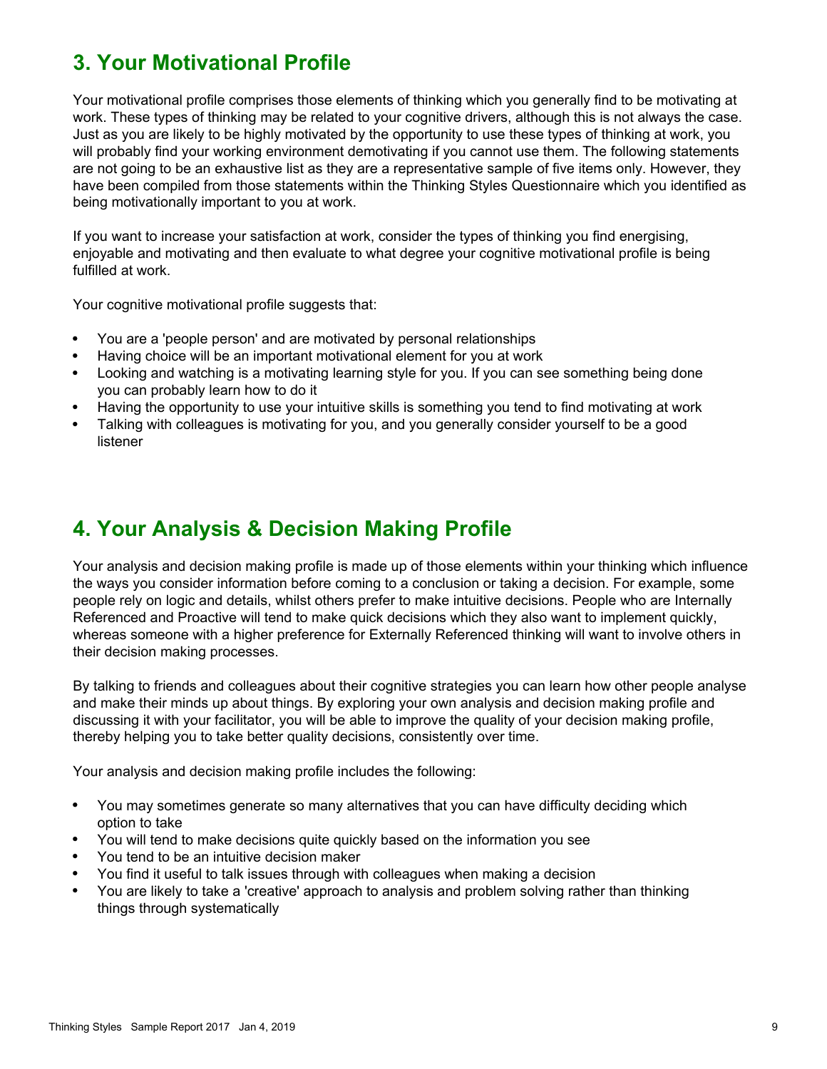## 3. Your Motivational Profile

Your motivational profile comprises those elements of thinking which you generally find to be motivating at work. These types of thinking may be related to your cognitive drivers, although this is not always the case. Just as you are likely to be highly motivated by the opportunity to use these types of thinking at work, you will probably find your working environment demotivating if you cannot use them. The following statements are not going to be an exhaustive list as they are a representative sample of five items only. However, they have been compiled from those statements within the Thinking Styles Questionnaire which you identified as being motivationally important to you at work.

If you want to increase your satisfaction at work, consider the types of thinking you find energising, enjoyable and motivating and then evaluate to what degree your cognitive motivational profile is being fulfilled at work.

Your cognitive motivational profile suggests that:

- You are a 'people person' and are motivated by personal relationships
- Having choice will be an important motivational element for you at work
- Looking and watching is a motivating learning style for you. If you can see something being done you can probably learn how to do it
- Having the opportunity to use your intuitive skills is something you tend to find motivating at work
- Talking with colleagues is motivating for you, and you generally consider yourself to be a good listener

## 4. Your Analysis & Decision Making Profile

Your analysis and decision making profile is made up of those elements within your thinking which influence the ways you consider information before coming to a conclusion or taking a decision. For example, some people rely on logic and details, whilst others prefer to make intuitive decisions. People who are Internally Referenced and Proactive will tend to make quick decisions which they also want to implement quickly, whereas someone with a higher preference for Externally Referenced thinking will want to involve others in their decision making processes.

By talking to friends and colleagues about their cognitive strategies you can learn how other people analyse and make their minds up about things. By exploring your own analysis and decision making profile and discussing it with your facilitator, you will be able to improve the quality of your decision making profile, thereby helping you to take better quality decisions, consistently over time.

Your analysis and decision making profile includes the following:

- You may sometimes generate so many alternatives that you can have difficulty deciding which option to take
- You will tend to make decisions quite quickly based on the information you see
- You tend to be an intuitive decision maker
- You find it useful to talk issues through with colleagues when making a decision
- You are likely to take a 'creative' approach to analysis and problem solving rather than thinking things through systematically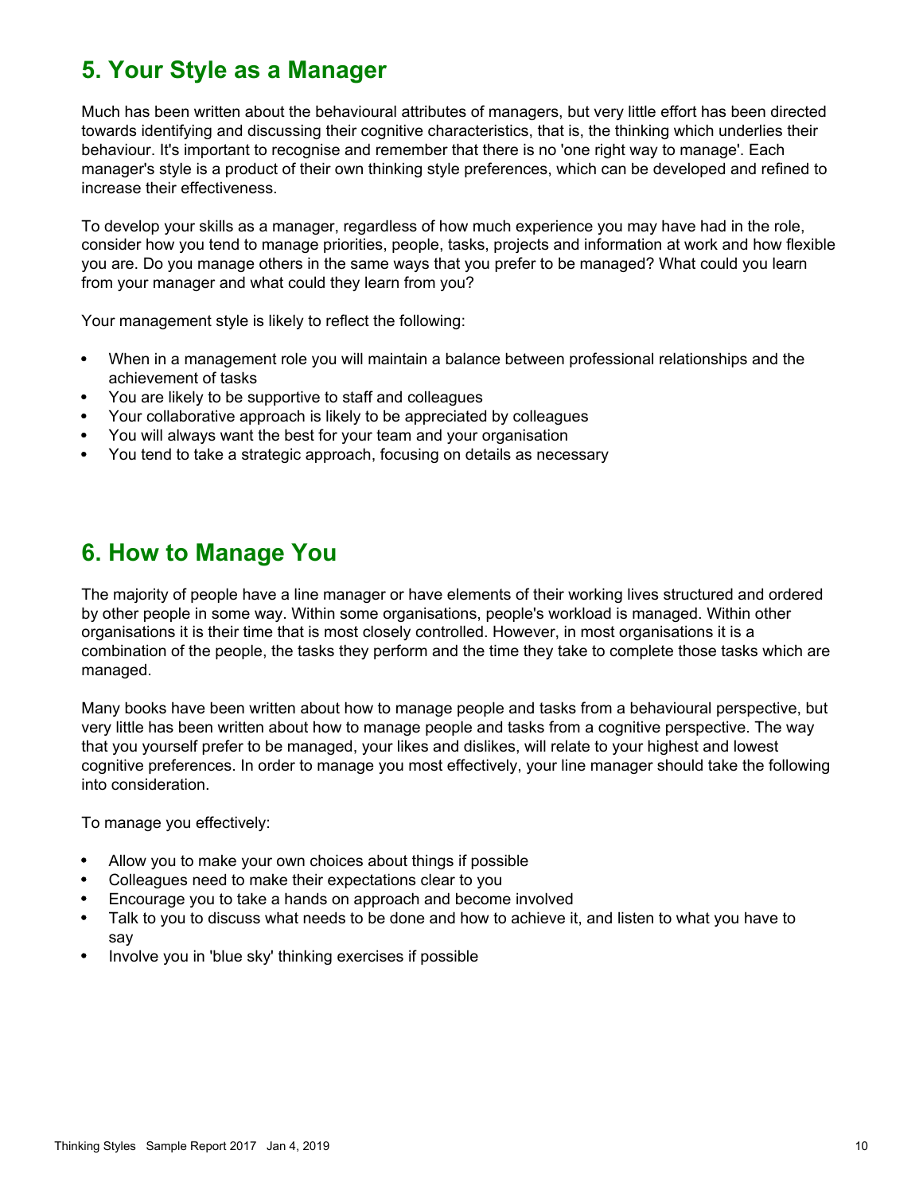## 5. Your Style as a Manager

Much has been written about the behavioural attributes of managers, but very little effort has been directed towards identifying and discussing their cognitive characteristics, that is, the thinking which underlies their behaviour. It's important to recognise and remember that there is no 'one right way to manage'. Each manager's style is a product of their own thinking style preferences, which can be developed and refined to increase their effectiveness.

To develop your skills as a manager, regardless of how much experience you may have had in the role, consider how you tend to manage priorities, people, tasks, projects and information at work and how flexible you are. Do you manage others in the same ways that you prefer to be managed? What could you learn from your manager and what could they learn from you?

Your management style is likely to reflect the following:

- When in a management role you will maintain a balance between professional relationships and the achievement of tasks
- You are likely to be supportive to staff and colleagues
- Your collaborative approach is likely to be appreciated by colleagues
- You will always want the best for your team and your organisation
- You tend to take a strategic approach, focusing on details as necessary

## 6. How to Manage You

The majority of people have a line manager or have elements of their working lives structured and ordered by other people in some way. Within some organisations, people's workload is managed. Within other organisations it is their time that is most closely controlled. However, in most organisations it is a combination of the people, the tasks they perform and the time they take to complete those tasks which are managed.

Many books have been written about how to manage people and tasks from a behavioural perspective, but very little has been written about how to manage people and tasks from a cognitive perspective. The way that you yourself prefer to be managed, your likes and dislikes, will relate to your highest and lowest cognitive preferences. In order to manage you most effectively, your line manager should take the following into consideration.

To manage you effectively:

- Allow you to make your own choices about things if possible
- Colleagues need to make their expectations clear to you
- Encourage you to take a hands on approach and become involved
- Talk to you to discuss what needs to be done and how to achieve it, and listen to what you have to say
- Involve you in 'blue sky' thinking exercises if possible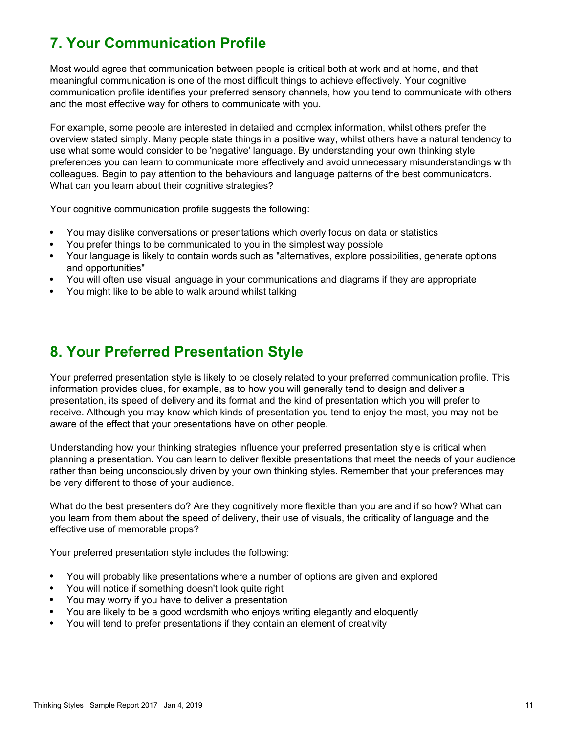## 7. Your Communication Profile

Most would agree that communication between people is critical both at work and at home, and that meaningful communication is one of the most difficult things to achieve effectively. Your cognitive communication profile identifies your preferred sensory channels, how you tend to communicate with others and the most effective way for others to communicate with you.

For example, some people are interested in detailed and complex information, whilst others prefer the overview stated simply. Many people state things in a positive way, whilst others have a natural tendency to use what some would consider to be 'negative' language. By understanding your own thinking style preferences you can learn to communicate more effectively and avoid unnecessary misunderstandings with colleagues. Begin to pay attention to the behaviours and language patterns of the best communicators. What can you learn about their cognitive strategies?

Your cognitive communication profile suggests the following:

- You may dislike conversations or presentations which overly focus on data or statistics
- You prefer things to be communicated to you in the simplest way possible
- Your language is likely to contain words such as "alternatives, explore possibilities, generate options and opportunities"
- You will often use visual language in your communications and diagrams if they are appropriate
- You might like to be able to walk around whilst talking

## 8. Your Preferred Presentation Style

Your preferred presentation style is likely to be closely related to your preferred communication profile. This information provides clues, for example, as to how you will generally tend to design and deliver a presentation, its speed of delivery and its format and the kind of presentation which you will prefer to receive. Although you may know which kinds of presentation you tend to enjoy the most, you may not be aware of the effect that your presentations have on other people.

Understanding how your thinking strategies influence your preferred presentation style is critical when planning a presentation. You can learn to deliver flexible presentations that meet the needs of your audience rather than being unconsciously driven by your own thinking styles. Remember that your preferences may be very different to those of your audience.

What do the best presenters do? Are they cognitively more flexible than you are and if so how? What can you learn from them about the speed of delivery, their use of visuals, the criticality of language and the effective use of memorable props?

Your preferred presentation style includes the following:

- You will probably like presentations where a number of options are given and explored
- You will notice if something doesn't look quite right
- You may worry if you have to deliver a presentation
- You are likely to be a good wordsmith who enjoys writing elegantly and eloquently
- You will tend to prefer presentations if they contain an element of creativity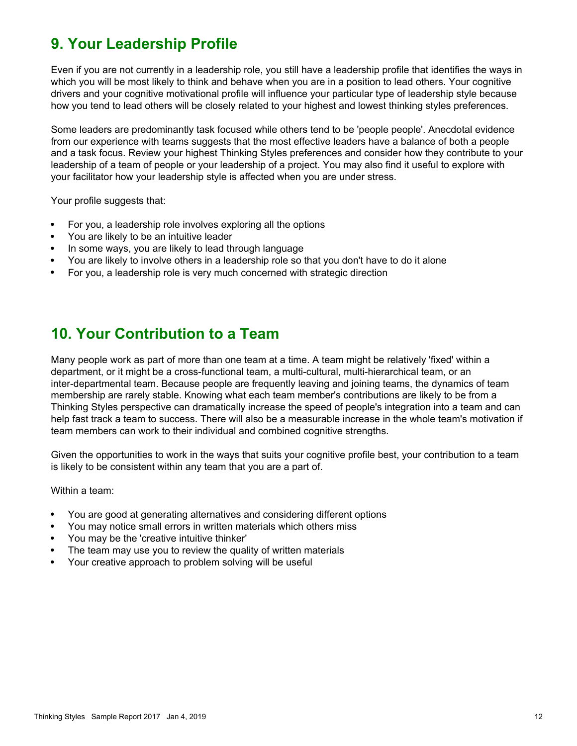## 9. Your Leadership Profile

Even if you are not currently in a leadership role, you still have a leadership profile that identifies the ways in which you will be most likely to think and behave when you are in a position to lead others. Your cognitive drivers and your cognitive motivational profile will influence your particular type of leadership style because how you tend to lead others will be closely related to your highest and lowest thinking styles preferences.

Some leaders are predominantly task focused while others tend to be 'people people'. Anecdotal evidence from our experience with teams suggests that the most effective leaders have a balance of both a people and a task focus. Review your highest Thinking Styles preferences and consider how they contribute to your leadership of a team of people or your leadership of a project. You may also find it useful to explore with your facilitator how your leadership style is affected when you are under stress.

Your profile suggests that:

- For you, a leadership role involves exploring all the options
- You are likely to be an intuitive leader
- In some ways, you are likely to lead through language
- You are likely to involve others in a leadership role so that you don't have to do it alone
- For you, a leadership role is very much concerned with strategic direction

## 10. Your Contribution to a Team

Many people work as part of more than one team at a time. A team might be relatively 'fixed' within a department, or it might be a cross-functional team, a multi-cultural, multi-hierarchical team, or an inter-departmental team. Because people are frequently leaving and joining teams, the dynamics of team membership are rarely stable. Knowing what each team member's contributions are likely to be from a Thinking Styles perspective can dramatically increase the speed of people's integration into a team and can help fast track a team to success. There will also be a measurable increase in the whole team's motivation if team members can work to their individual and combined cognitive strengths.

Given the opportunities to work in the ways that suits your cognitive profile best, your contribution to a team is likely to be consistent within any team that you are a part of.

Within a team:

- You are good at generating alternatives and considering different options
- You may notice small errors in written materials which others miss
- You may be the 'creative intuitive thinker'
- The team may use you to review the quality of written materials
- Your creative approach to problem solving will be useful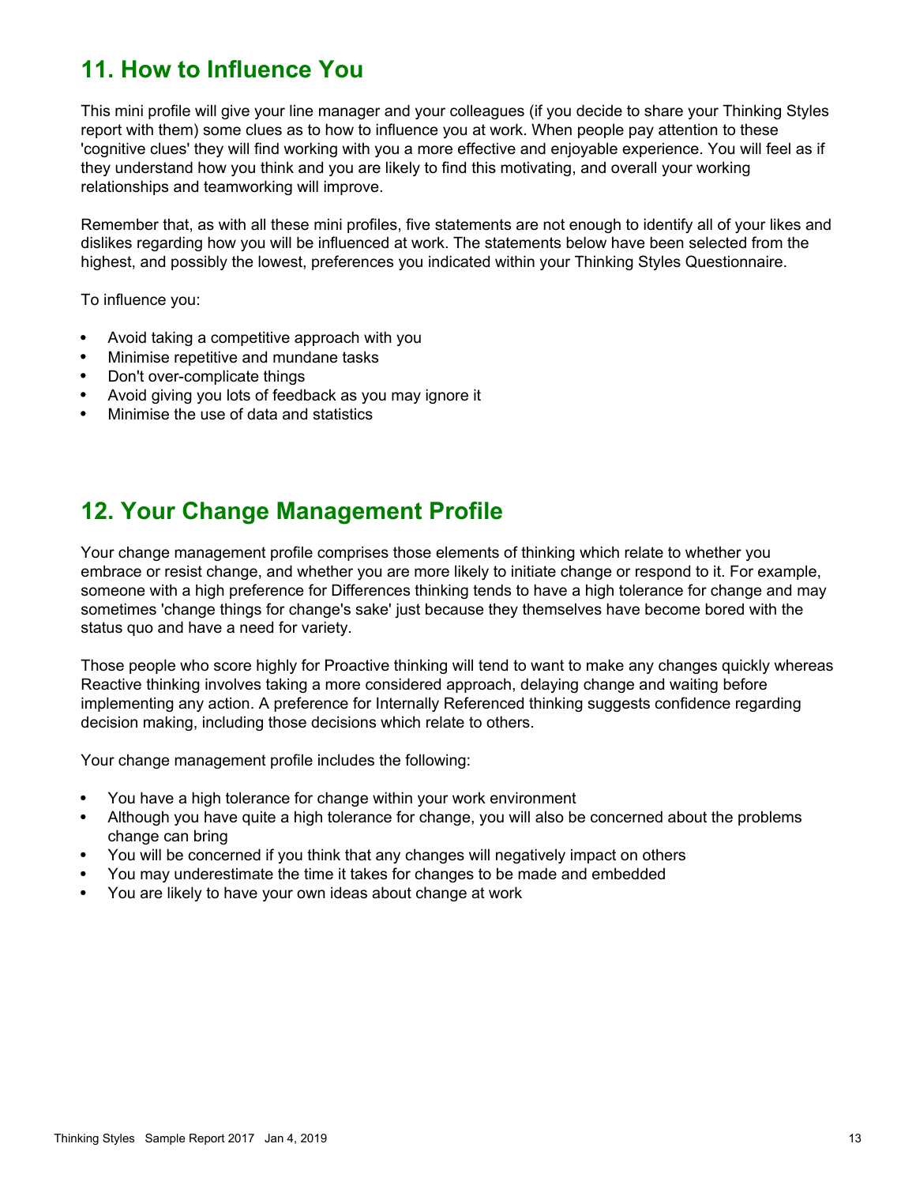## 11. How to Influence You

This mini profile will give your line manager and your colleagues (if you decide to share your Thinking Styles report with them) some clues as to how to influence you at work. When people pay attention to these 'cognitive clues' they will find working with you a more effective and enjoyable experience. You will feel as if they understand how you think and you are likely to find this motivating, and overall your working relationships and teamworking will improve.

Remember that, as with all these mini profiles, five statements are not enough to identify all of your likes and dislikes regarding how you will be influenced at work. The statements below have been selected from the highest, and possibly the lowest, preferences you indicated within your Thinking Styles Questionnaire.

To influence you:

- Avoid taking a competitive approach with you
- Minimise repetitive and mundane tasks
- Don't over-complicate things
- Avoid giving you lots of feedback as you may ignore it
- Minimise the use of data and statistics

## 12. Your Change Management Profile

Your change management profile comprises those elements of thinking which relate to whether you embrace or resist change, and whether you are more likely to initiate change or respond to it. For example, someone with a high preference for Differences thinking tends to have a high tolerance for change and may sometimes 'change things for change's sake' just because they themselves have become bored with the status quo and have a need for variety.

Those people who score highly for Proactive thinking will tend to want to make any changes quickly whereas Reactive thinking involves taking a more considered approach, delaying change and waiting before implementing any action. A preference for Internally Referenced thinking suggests confidence regarding decision making, including those decisions which relate to others.

Your change management profile includes the following:

- You have a high tolerance for change within your work environment
- Although you have quite a high tolerance for change, you will also be concerned about the problems change can bring
- You will be concerned if you think that any changes will negatively impact on others
- You may underestimate the time it takes for changes to be made and embedded
- You are likely to have your own ideas about change at work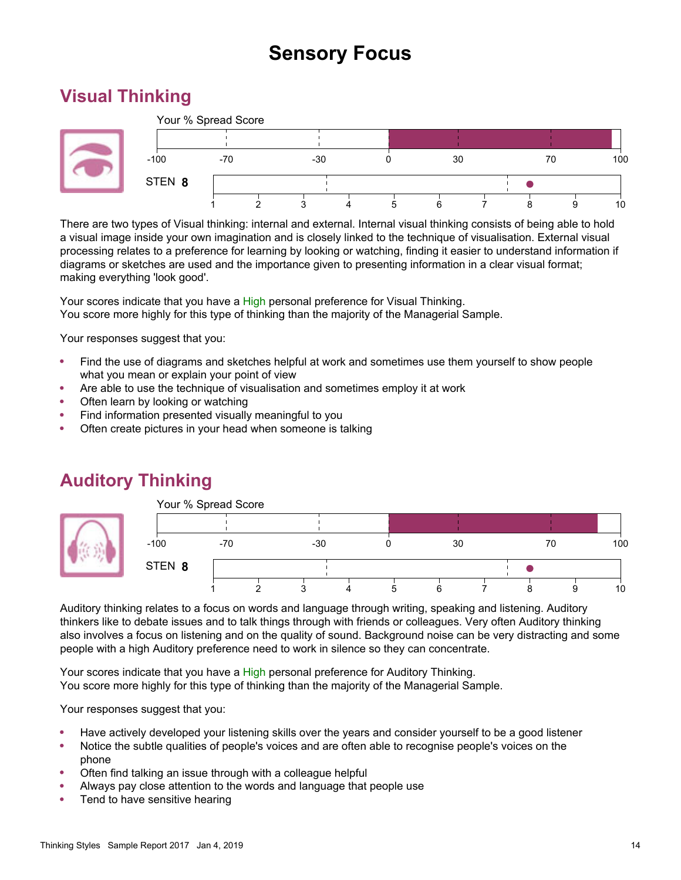# Sensory Focus

## Visual Thinking

Your % Spread Score

-100 -70 -30 0 30 70 100

STEN **8**

1 2 3 4 5 6 7 8 9 10

There are two types of Visual thinking: internal and external. Internal visual thinking consists of being able to hold a visual image inside your own imagination and is closely linked to the technique of visualisation. External visual processing relates to a preference for learning by looking or watching, finding it easier to understand information if diagrams or sketches are used and the importance given to presenting information in a clear visual format; making everything 'look good'.

Your scores indicate that you have a High personal preference for Visual Thinking.
You score more highly for this type of thinking than the majority of the Managerial Sample.

Your responses suggest that you:

- Find the use of diagrams and sketches helpful at work and sometimes use them yourself to show people what you mean or explain your point of view
- Are able to use the technique of visualisation and sometimes employ it at work
- Often learn by looking or watching
- Find information presented visually meaningful to you
- Often create pictures in your head when someone is talking

## Auditory Thinking

Your % Spread Score

-100 -70 -30 0 30 70 100

STEN **8**

1 2 3 4 5 6 7 8 9 10

Auditory thinking relates to a focus on words and language through writing, speaking and listening. Auditory thinkers like to debate issues and to talk things through with friends or colleagues. Very often Auditory thinking also involves a focus on listening and on the quality of sound. Background noise can be very distracting and some people with a high Auditory preference need to work in silence so they can concentrate.

Your scores indicate that you have a High personal preference for Auditory Thinking.
You score more highly for this type of thinking than the majority of the Managerial Sample.

Your responses suggest that you:

- Have actively developed your listening skills over the years and consider yourself to be a good listener
- Notice the subtle qualities of people's voices and are often able to recognise people's voices on the phone
- Often find talking an issue through with a colleague helpful
- Always pay close attention to the words and language that people use
- Tend to have sensitive hearing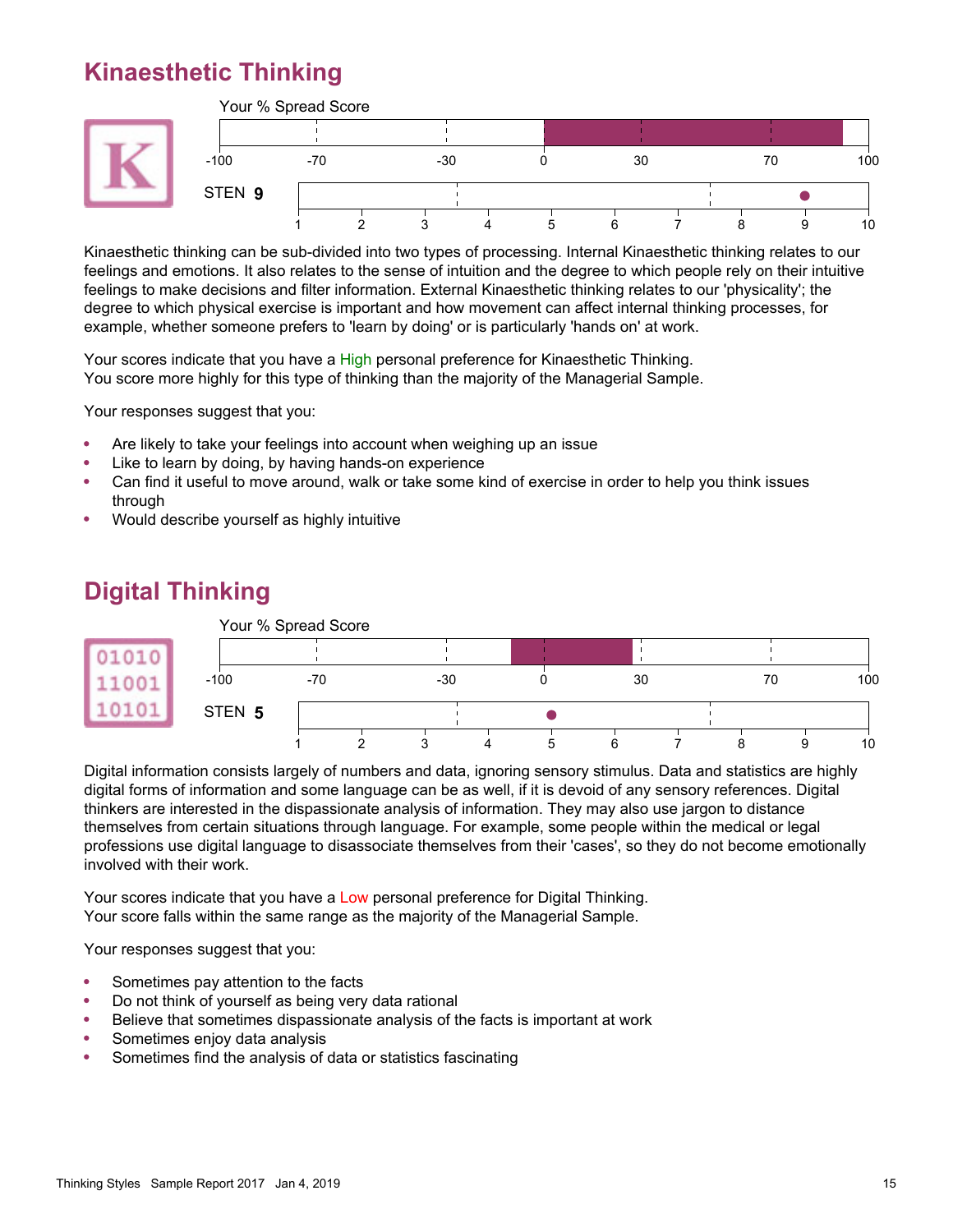## Kinaesthetic Thinking

Your % Spread Score

-100 -70 -30 0 30 70 100

STEN **9**

1 2 3 4 5 6 7 8 9 10

Kinaesthetic thinking can be sub-divided into two types of processing. Internal Kinaesthetic thinking relates to our feelings and emotions. It also relates to the sense of intuition and the degree to which people rely on their intuitive feelings to make decisions and filter information. External Kinaesthetic thinking relates to our 'physicality'; the degree to which physical exercise is important and how movement can affect internal thinking processes, for example, whether someone prefers to 'learn by doing' or is particularly 'hands on' at work.

Your scores indicate that you have a High personal preference for Kinaesthetic Thinking.
You score more highly for this type of thinking than the majority of the Managerial Sample.

Your responses suggest that you:

- Are likely to take your feelings into account when weighing up an issue
- Like to learn by doing, by having hands-on experience
- Can find it useful to move around, walk or take some kind of exercise in order to help you think issues through
- Would describe yourself as highly intuitive

## Digital Thinking

Your % Spread Score

-100 -70 -30 0 30 70 100

STEN **5**

1 2 3 4 5 6 7 8 9 10

Digital information consists largely of numbers and data, ignoring sensory stimulus. Data and statistics are highly digital forms of information and some language can be as well, if it is devoid of any sensory references. Digital thinkers are interested in the dispassionate analysis of information. They may also use jargon to distance themselves from certain situations through language. For example, some people within the medical or legal professions use digital language to disassociate themselves from their 'cases', so they do not become emotionally involved with their work.

Your scores indicate that you have a Low personal preference for Digital Thinking.
Your score falls within the same range as the majority of the Managerial Sample.

Your responses suggest that you:

- Sometimes pay attention to the facts
- Do not think of yourself as being very data rational
- Believe that sometimes dispassionate analysis of the facts is important at work
- Sometimes enjoy data analysis
- Sometimes find the analysis of data or statistics fascinating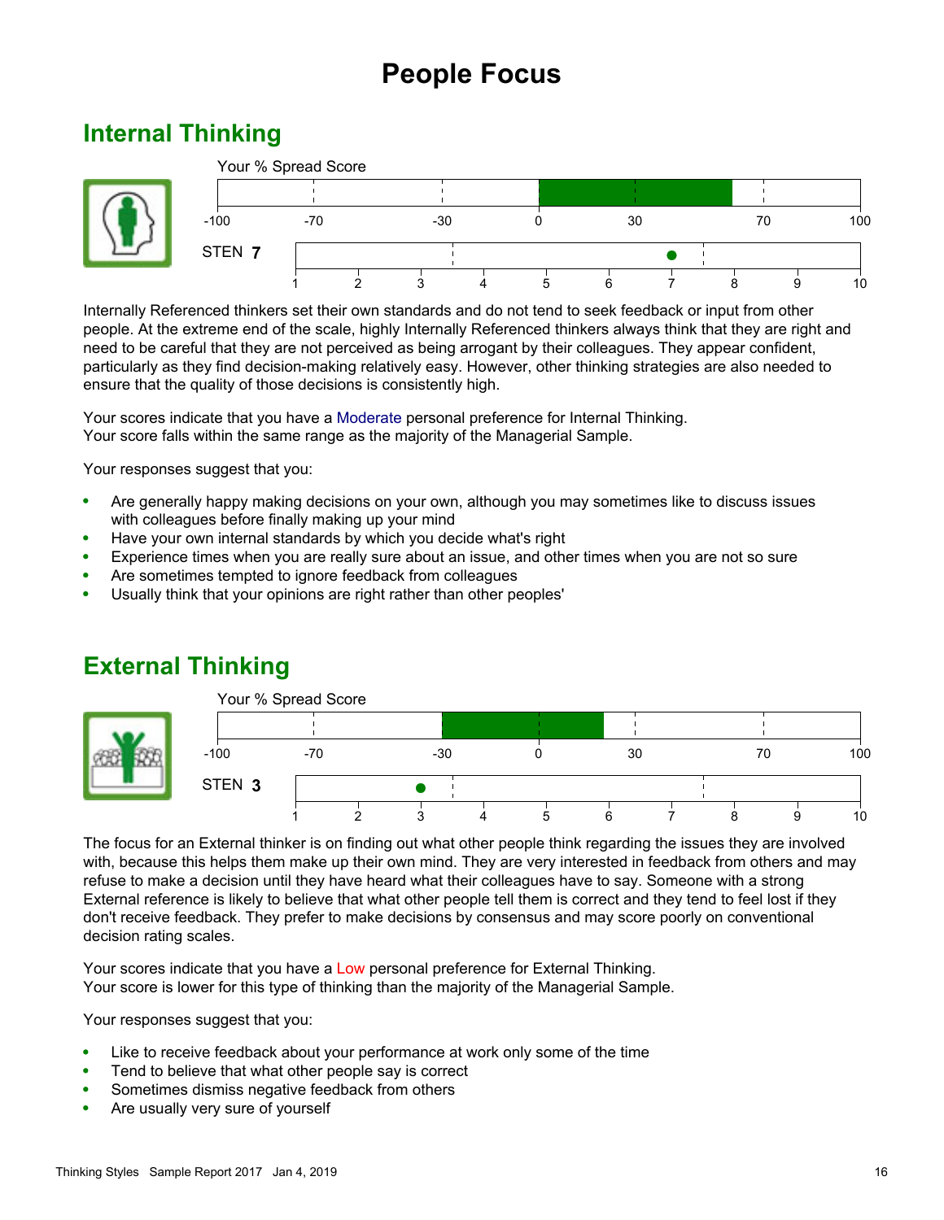# People Focus

## Internal Thinking

Your % Spread Score

-100 -70 -30 0 30 70 100

STEN **7**

1 2 3 4 5 6 7 8 9 10

Internally Referenced thinkers set their own standards and do not tend to seek feedback or input from other people. At the extreme end of the scale, highly Internally Referenced thinkers always think that they are right and need to be careful that they are not perceived as being arrogant by their colleagues. They appear confident, particularly as they find decision-making relatively easy. However, other thinking strategies are also needed to ensure that the quality of those decisions is consistently high.

Your scores indicate that you have a Moderate personal preference for Internal Thinking.
Your score falls within the same range as the majority of the Managerial Sample.

Your responses suggest that you:

- Are generally happy making decisions on your own, although you may sometimes like to discuss issues with colleagues before finally making up your mind
- Have your own internal standards by which you decide what's right
- Experience times when you are really sure about an issue, and other times when you are not so sure
- Are sometimes tempted to ignore feedback from colleagues
- Usually think that your opinions are right rather than other peoples'

## External Thinking

Your % Spread Score

-100 -70 -30 0 30 70 100

STEN **3**

1 2 3 4 5 6 7 8 9 10

The focus for an External thinker is on finding out what other people think regarding the issues they are involved with, because this helps them make up their own mind. They are very interested in feedback from others and may refuse to make a decision until they have heard what their colleagues have to say. Someone with a strong External reference is likely to believe that what other people tell them is correct and they tend to feel lost if they don't receive feedback. They prefer to make decisions by consensus and may score poorly on conventional decision rating scales.

Your scores indicate that you have a Low personal preference for External Thinking.
Your score is lower for this type of thinking than the majority of the Managerial Sample.

Your responses suggest that you:

- Like to receive feedback about your performance at work only some of the time
- Tend to believe that what other people say is correct
- Sometimes dismiss negative feedback from others
- Are usually very sure of yourself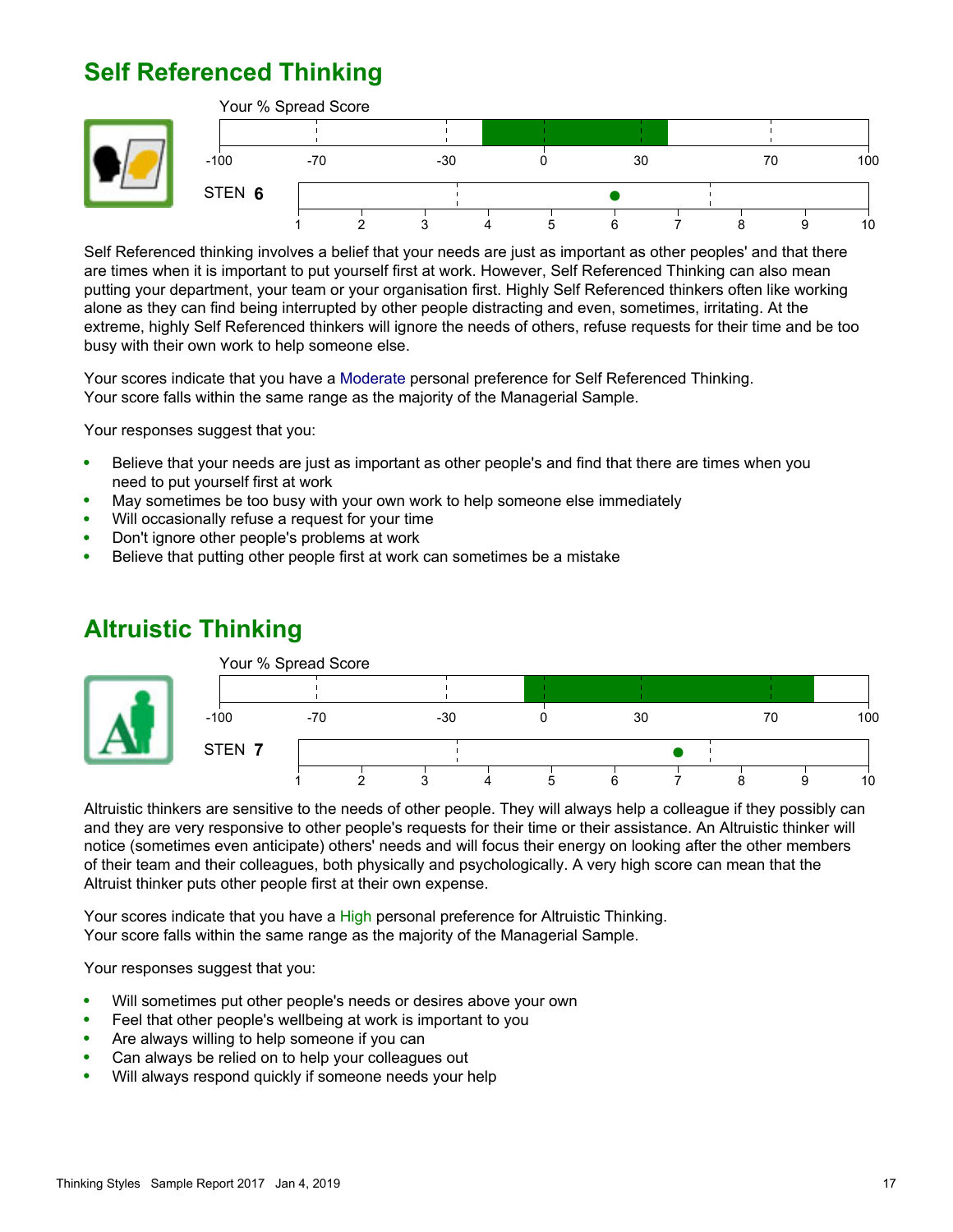## Self Referenced Thinking

Your % Spread Score

STEN **6**

Self Referenced thinking involves a belief that your needs are just as important as other peoples' and that there are times when it is important to put yourself first at work. However, Self Referenced Thinking can also mean putting your department, your team or your organisation first. Highly Self Referenced thinkers often like working alone as they can find being interrupted by other people distracting and even, sometimes, irritating. At the extreme, highly Self Referenced thinkers will ignore the needs of others, refuse requests for their time and be too busy with their own work to help someone else.

Your scores indicate that you have a Moderate personal preference for Self Referenced Thinking.
Your score falls within the same range as the majority of the Managerial Sample.

Your responses suggest that you:

- Believe that your needs are just as important as other people's and find that there are times when you need to put yourself first at work
- May sometimes be too busy with your own work to help someone else immediately
- Will occasionally refuse a request for your time
- Don't ignore other people's problems at work
- Believe that putting other people first at work can sometimes be a mistake

## Altruistic Thinking

Your % Spread Score

STEN **7**

Altruistic thinkers are sensitive to the needs of other people. They will always help a colleague if they possibly can and they are very responsive to other people's requests for their time or their assistance. An Altruistic thinker will notice (sometimes even anticipate) others' needs and will focus their energy on looking after the other members of their team and their colleagues, both physically and psychologically. A very high score can mean that the Altruist thinker puts other people first at their own expense.

Your scores indicate that you have a High personal preference for Altruistic Thinking.
Your score falls within the same range as the majority of the Managerial Sample.

Your responses suggest that you:

- Will sometimes put other people's needs or desires above your own
- Feel that other people's wellbeing at work is important to you
- Are always willing to help someone if you can
- Can always be relied on to help your colleagues out
- Will always respond quickly if someone needs your help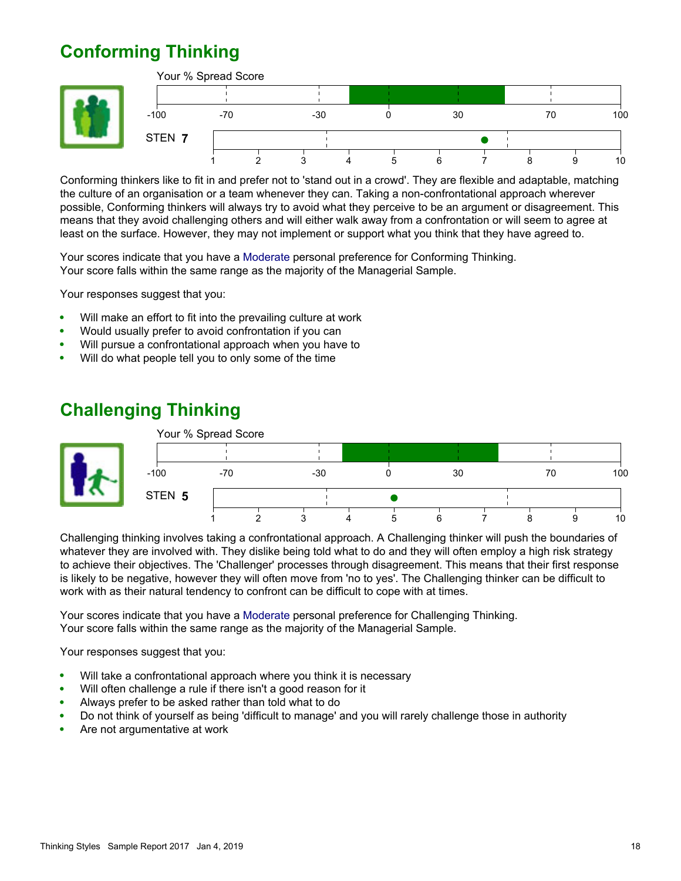## Conforming Thinking

Your % Spread Score

-100 -70 -30 0 30 70 100

STEN **7**

1 2 3 4 5 6 7 8 9 10

Conforming thinkers like to fit in and prefer not to 'stand out in a crowd'. They are flexible and adaptable, matching the culture of an organisation or a team whenever they can. Taking a non-confrontational approach wherever possible, Conforming thinkers will always try to avoid what they perceive to be an argument or disagreement. This means that they avoid challenging others and will either walk away from a confrontation or will seem to agree at least on the surface. However, they may not implement or support what you think that they have agreed to.

Your scores indicate that you have a Moderate personal preference for Conforming Thinking.
Your score falls within the same range as the majority of the Managerial Sample.

Your responses suggest that you:

- Will make an effort to fit into the prevailing culture at work
- Would usually prefer to avoid confrontation if you can
- Will pursue a confrontational approach when you have to
- Will do what people tell you to only some of the time

## Challenging Thinking

Your % Spread Score

-100 -70 -30 0 30 70 100

STEN **5**

1 2 3 4 5 6 7 8 9 10

Challenging thinking involves taking a confrontational approach. A Challenging thinker will push the boundaries of whatever they are involved with. They dislike being told what to do and they will often employ a high risk strategy to achieve their objectives. The 'Challenger' processes through disagreement. This means that their first response is likely to be negative, however they will often move from 'no to yes'. The Challenging thinker can be difficult to work with as their natural tendency to confront can be difficult to cope with at times.

Your scores indicate that you have a Moderate personal preference for Challenging Thinking.
Your score falls within the same range as the majority of the Managerial Sample.

Your responses suggest that you:

- Will take a confrontational approach where you think it is necessary
- Will often challenge a rule if there isn't a good reason for it
- Always prefer to be asked rather than told what to do
- Do not think of yourself as being 'difficult to manage' and you will rarely challenge those in authority
- Are not argumentative at work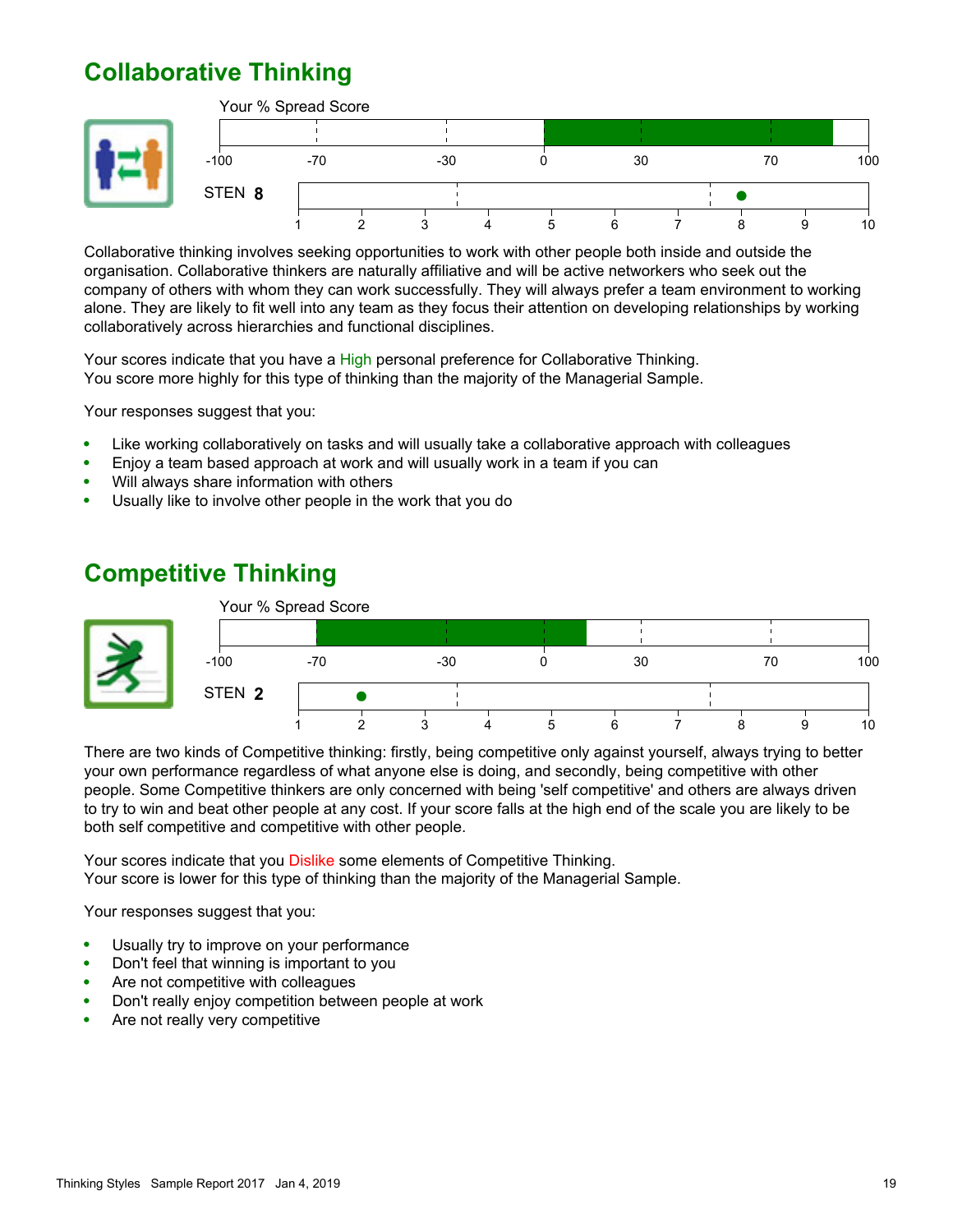## Collaborative Thinking

Your % Spread Score

-100 -70 -30 0 30 70 100

STEN **8**

1 2 3 4 5 6 7 8 9 10

Collaborative thinking involves seeking opportunities to work with other people both inside and outside the organisation. Collaborative thinkers are naturally affiliative and will be active networkers who seek out the company of others with whom they can work successfully. They will always prefer a team environment to working alone. They are likely to fit well into any team as they focus their attention on developing relationships by working collaboratively across hierarchies and functional disciplines.

Your scores indicate that you have a High personal preference for Collaborative Thinking.
You score more highly for this type of thinking than the majority of the Managerial Sample.

Your responses suggest that you:

- Like working collaboratively on tasks and will usually take a collaborative approach with colleagues
- Enjoy a team based approach at work and will usually work in a team if you can
- Will always share information with others
- Usually like to involve other people in the work that you do

## Competitive Thinking

Your % Spread Score

-100 -70 -30 0 30 70 100

STEN **2**

1 2 3 4 5 6 7 8 9 10

There are two kinds of Competitive thinking: firstly, being competitive only against yourself, always trying to better your own performance regardless of what anyone else is doing, and secondly, being competitive with other people. Some Competitive thinkers are only concerned with being 'self competitive' and others are always driven to try to win and beat other people at any cost. If your score falls at the high end of the scale you are likely to be both self competitive and competitive with other people.

Your scores indicate that you Dislike some elements of Competitive Thinking.
Your score is lower for this type of thinking than the majority of the Managerial Sample.

Your responses suggest that you:

- Usually try to improve on your performance
- Don't feel that winning is important to you
- Are not competitive with colleagues
- Don't really enjoy competition between people at work
- Are not really very competitive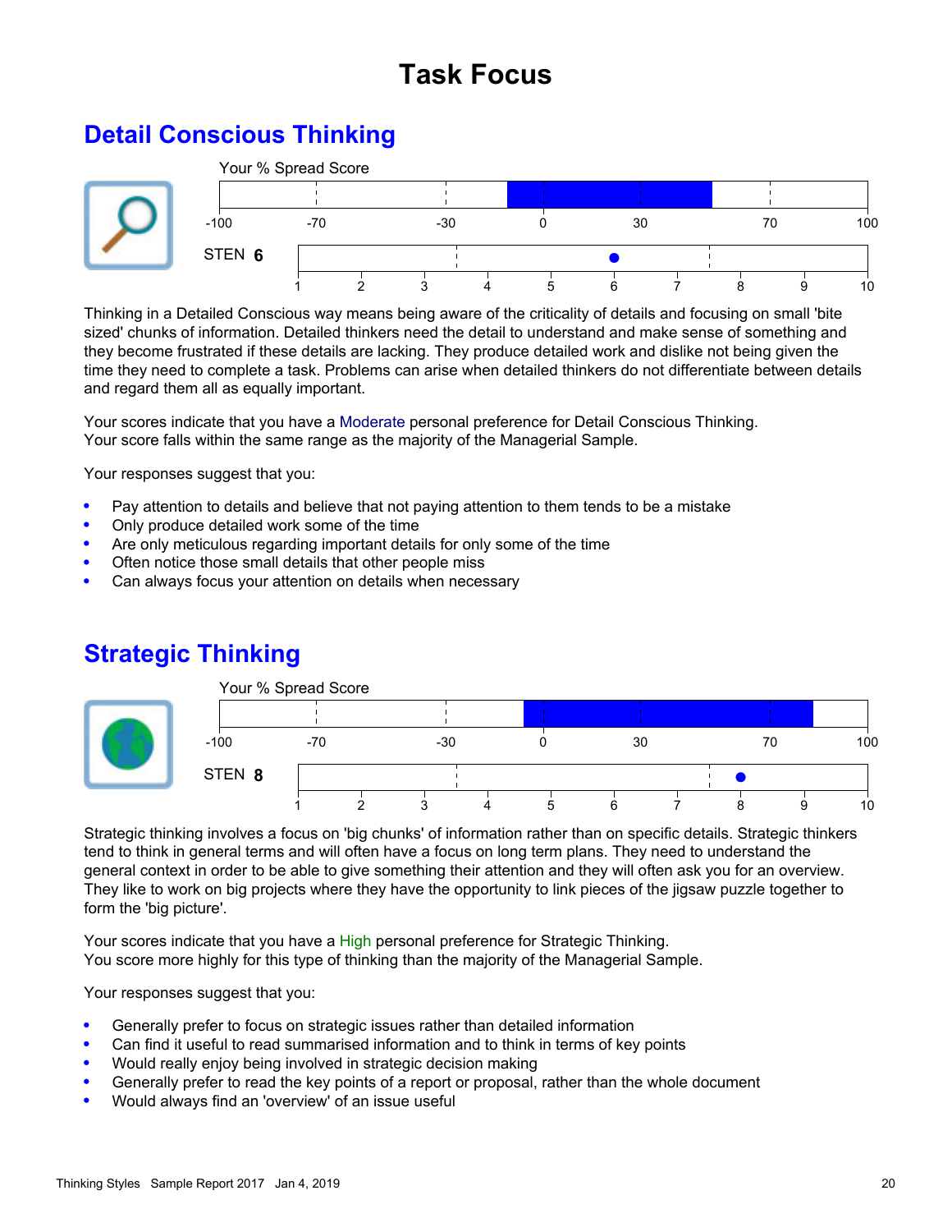# Task Focus

## Detail Conscious Thinking

Your % Spread Score

STEN **6**

Thinking in a Detailed Conscious way means being aware of the criticality of details and focusing on small 'bite sized' chunks of information. Detailed thinkers need the detail to understand and make sense of something and they become frustrated if these details are lacking. They produce detailed work and dislike not being given the time they need to complete a task. Problems can arise when detailed thinkers do not differentiate between details and regard them all as equally important.

Your scores indicate that you have a Moderate personal preference for Detail Conscious Thinking.
Your score falls within the same range as the majority of the Managerial Sample.

Your responses suggest that you:

- Pay attention to details and believe that not paying attention to them tends to be a mistake
- Only produce detailed work some of the time
- Are only meticulous regarding important details for only some of the time
- Often notice those small details that other people miss
- Can always focus your attention on details when necessary

## Strategic Thinking

Your % Spread Score

STEN **8**

Strategic thinking involves a focus on 'big chunks' of information rather than on specific details. Strategic thinkers tend to think in general terms and will often have a focus on long term plans. They need to understand the general context in order to be able to give something their attention and they will often ask you for an overview. They like to work on big projects where they have the opportunity to link pieces of the jigsaw puzzle together to form the 'big picture'.

Your scores indicate that you have a High personal preference for Strategic Thinking.
You score more highly for this type of thinking than the majority of the Managerial Sample.

Your responses suggest that you:

- Generally prefer to focus on strategic issues rather than detailed information
- Can find it useful to read summarised information and to think in terms of key points
- Would really enjoy being involved in strategic decision making
- Generally prefer to read the key points of a report or proposal, rather than the whole document
- Would always find an 'overview' of an issue useful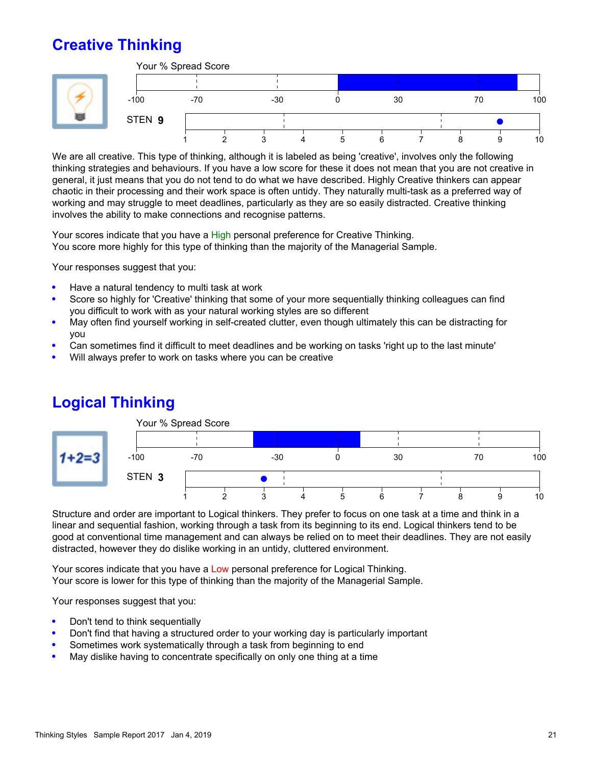## Creative Thinking

Your % Spread Score

-100 -70 -30 0 30 70 100

STEN **9**

1 2 3 4 5 6 7 8 9 10

We are all creative. This type of thinking, although it is labeled as being 'creative', involves only the following thinking strategies and behaviours. If you have a low score for these it does not mean that you are not creative in general, it just means that you do not tend to do what we have described. Highly Creative thinkers can appear chaotic in their processing and their work space is often untidy. They naturally multi-task as a preferred way of working and may struggle to meet deadlines, particularly as they are so easily distracted. Creative thinking involves the ability to make connections and recognise patterns.

Your scores indicate that you have a High personal preference for Creative Thinking.
You score more highly for this type of thinking than the majority of the Managerial Sample.

Your responses suggest that you:

- Have a natural tendency to multi task at work
- Score so highly for 'Creative' thinking that some of your more sequentially thinking colleagues can find you difficult to work with as your natural working styles are so different
- May often find yourself working in self-created clutter, even though ultimately this can be distracting for you
- Can sometimes find it difficult to meet deadlines and be working on tasks 'right up to the last minute'
- Will always prefer to work on tasks where you can be creative

## Logical Thinking

Your % Spread Score

-100 -70 -30 0 30 70 100

STEN **3**

1 2 3 4 5 6 7 8 9 10

Structure and order are important to Logical thinkers. They prefer to focus on one task at a time and think in a linear and sequential fashion, working through a task from its beginning to its end. Logical thinkers tend to be good at conventional time management and can always be relied on to meet their deadlines. They are not easily distracted, however they do dislike working in an untidy, cluttered environment.

Your scores indicate that you have a Low personal preference for Logical Thinking.
Your score is lower for this type of thinking than the majority of the Managerial Sample.

Your responses suggest that you:

- Don't tend to think sequentially
- Don't find that having a structured order to your working day is particularly important
- Sometimes work systematically through a task from beginning to end
- May dislike having to concentrate specifically on only one thing at a time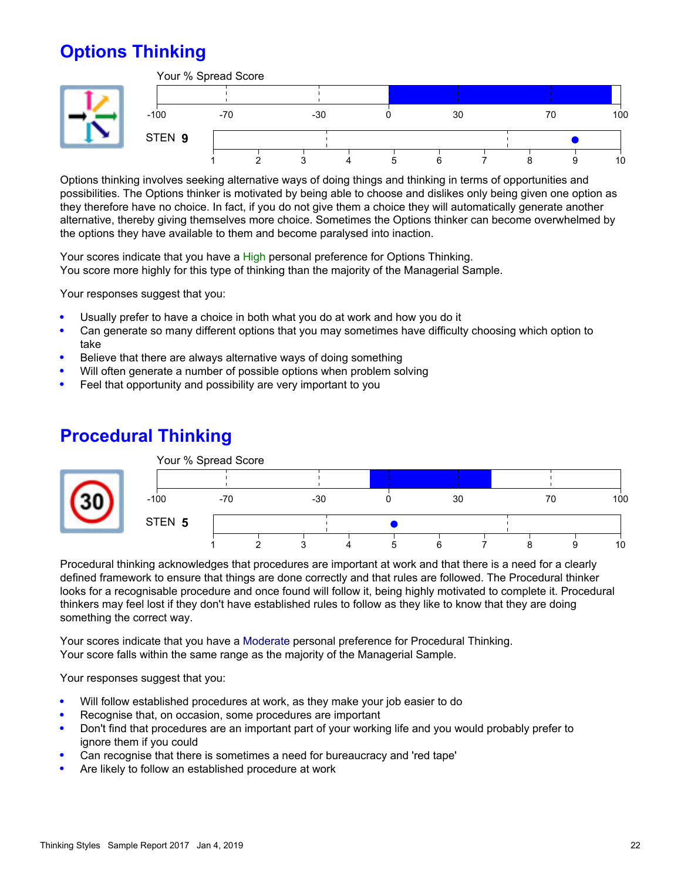## Options Thinking

Your % Spread Score

-100 -70 -30 0 30 70 100

STEN **9**

1 2 3 4 5 6 7 8 9 10

Options thinking involves seeking alternative ways of doing things and thinking in terms of opportunities and possibilities. The Options thinker is motivated by being able to choose and dislikes only being given one option as they therefore have no choice. In fact, if you do not give them a choice they will automatically generate another alternative, thereby giving themselves more choice. Sometimes the Options thinker can become overwhelmed by the options they have available to them and become paralysed into inaction.

Your scores indicate that you have a High personal preference for Options Thinking.
You score more highly for this type of thinking than the majority of the Managerial Sample.

Your responses suggest that you:

- Usually prefer to have a choice in both what you do at work and how you do it
- Can generate so many different options that you may sometimes have difficulty choosing which option to take
- Believe that there are always alternative ways of doing something
- Will often generate a number of possible options when problem solving
- Feel that opportunity and possibility are very important to you

## Procedural Thinking

Your % Spread Score

-100 -70 -30 0 30 70 100

STEN **5**

1 2 3 4 5 6 7 8 9 10

Procedural thinking acknowledges that procedures are important at work and that there is a need for a clearly defined framework to ensure that things are done correctly and that rules are followed. The Procedural thinker looks for a recognisable procedure and once found will follow it, being highly motivated to complete it. Procedural thinkers may feel lost if they don't have established rules to follow as they like to know that they are doing something the correct way.

Your scores indicate that you have a Moderate personal preference for Procedural Thinking.
Your score falls within the same range as the majority of the Managerial Sample.

Your responses suggest that you:

- Will follow established procedures at work, as they make your job easier to do
- Recognise that, on occasion, some procedures are important
- Don't find that procedures are an important part of your working life and you would probably prefer to ignore them if you could
- Can recognise that there is sometimes a need for bureaucracy and 'red tape'
- Are likely to follow an established procedure at work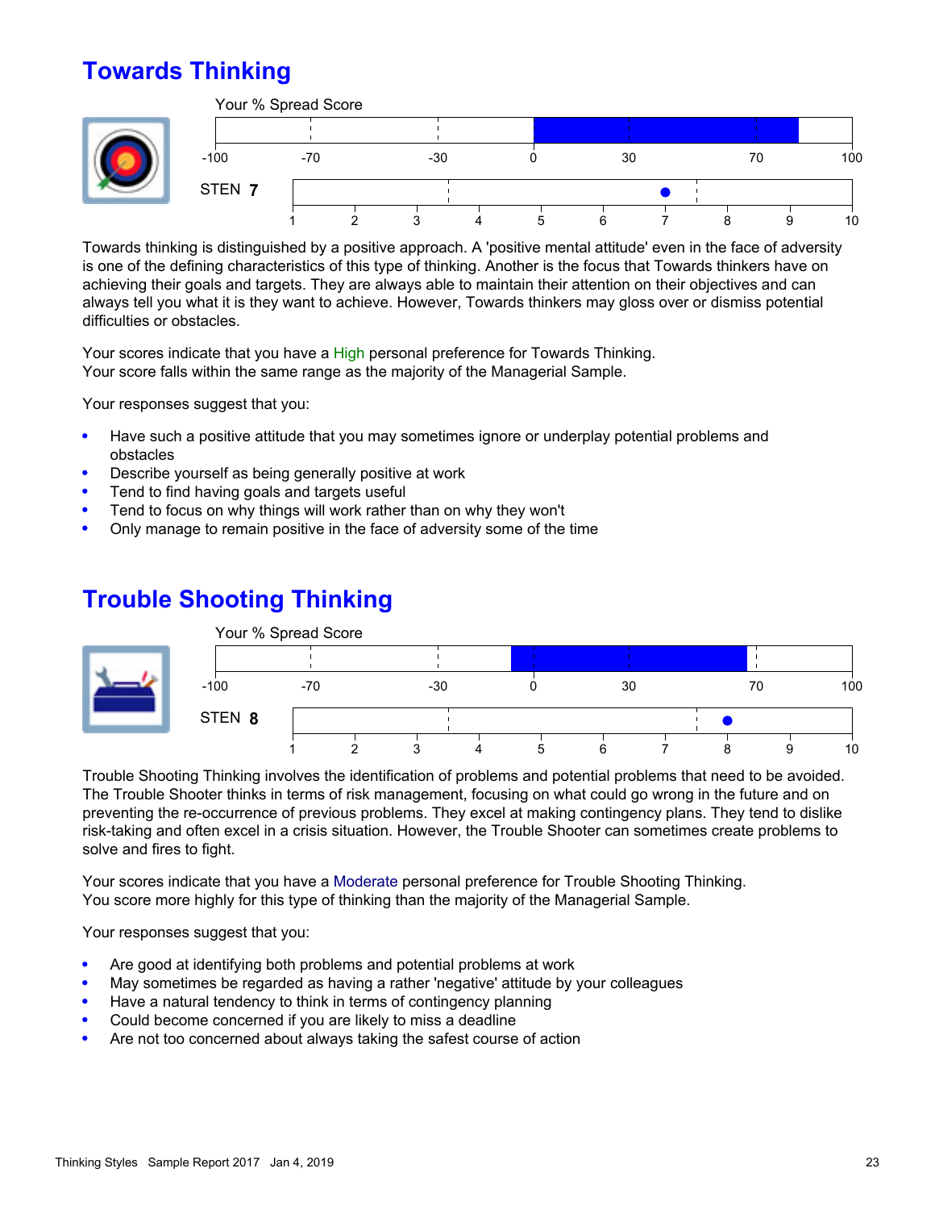## Towards Thinking

Your % Spread Score

-100 -70 -30 0 30 70 100

STEN **7**

1 2 3 4 5 6 7 8 9 10

Towards thinking is distinguished by a positive approach. A 'positive mental attitude' even in the face of adversity is one of the defining characteristics of this type of thinking. Another is the focus that Towards thinkers have on achieving their goals and targets. They are always able to maintain their attention on their objectives and can always tell you what it is they want to achieve. However, Towards thinkers may gloss over or dismiss potential difficulties or obstacles.

Your scores indicate that you have a High personal preference for Towards Thinking.
Your score falls within the same range as the majority of the Managerial Sample.

Your responses suggest that you:

- Have such a positive attitude that you may sometimes ignore or underplay potential problems and obstacles
- Describe yourself as being generally positive at work
- Tend to find having goals and targets useful
- Tend to focus on why things will work rather than on why they won't
- Only manage to remain positive in the face of adversity some of the time

## Trouble Shooting Thinking

Your % Spread Score

-100 -70 -30 0 30 70 100

STEN **8**

1 2 3 4 5 6 7 8 9 10

Trouble Shooting Thinking involves the identification of problems and potential problems that need to be avoided. The Trouble Shooter thinks in terms of risk management, focusing on what could go wrong in the future and on preventing the re-occurrence of previous problems. They excel at making contingency plans. They tend to dislike risk-taking and often excel in a crisis situation. However, the Trouble Shooter can sometimes create problems to solve and fires to fight.

Your scores indicate that you have a Moderate personal preference for Trouble Shooting Thinking.
You score more highly for this type of thinking than the majority of the Managerial Sample.

Your responses suggest that you:

- Are good at identifying both problems and potential problems at work
- May sometimes be regarded as having a rather 'negative' attitude by your colleagues
- Have a natural tendency to think in terms of contingency planning
- Could become concerned if you are likely to miss a deadline
- Are not too concerned about always taking the safest course of action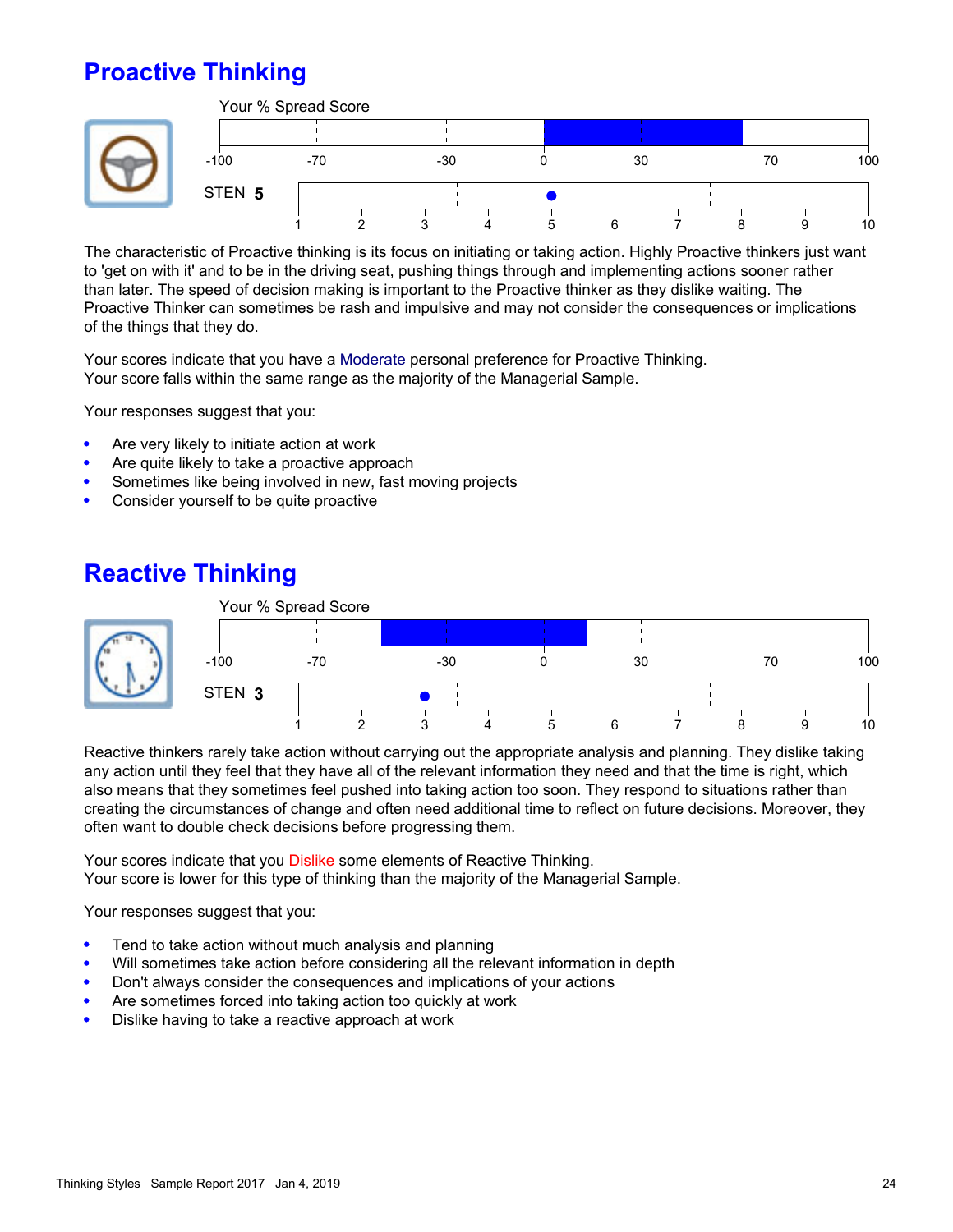## Proactive Thinking

Your % Spread Score

-100 -70 -30 0 30 70 100

STEN **5**

1 2 3 4 5 6 7 8 9 10

The characteristic of Proactive thinking is its focus on initiating or taking action. Highly Proactive thinkers just want to 'get on with it' and to be in the driving seat, pushing things through and implementing actions sooner rather than later. The speed of decision making is important to the Proactive thinker as they dislike waiting. The Proactive Thinker can sometimes be rash and impulsive and may not consider the consequences or implications of the things that they do.

Your scores indicate that you have a Moderate personal preference for Proactive Thinking.
Your score falls within the same range as the majority of the Managerial Sample.

Your responses suggest that you:

- Are very likely to initiate action at work
- Are quite likely to take a proactive approach
- Sometimes like being involved in new, fast moving projects
- Consider yourself to be quite proactive

## Reactive Thinking

Your % Spread Score

-100 -70 -30 0 30 70 100

STEN **3**

1 2 3 4 5 6 7 8 9 10

Reactive thinkers rarely take action without carrying out the appropriate analysis and planning. They dislike taking any action until they feel that they have all of the relevant information they need and that the time is right, which also means that they sometimes feel pushed into taking action too soon. They respond to situations rather than creating the circumstances of change and often need additional time to reflect on future decisions. Moreover, they often want to double check decisions before progressing them.

Your scores indicate that you Dislike some elements of Reactive Thinking.
Your score is lower for this type of thinking than the majority of the Managerial Sample.

Your responses suggest that you:

- Tend to take action without much analysis and planning
- Will sometimes take action before considering all the relevant information in depth
- Don't always consider the consequences and implications of your actions
- Are sometimes forced into taking action too quickly at work
- Dislike having to take a reactive approach at work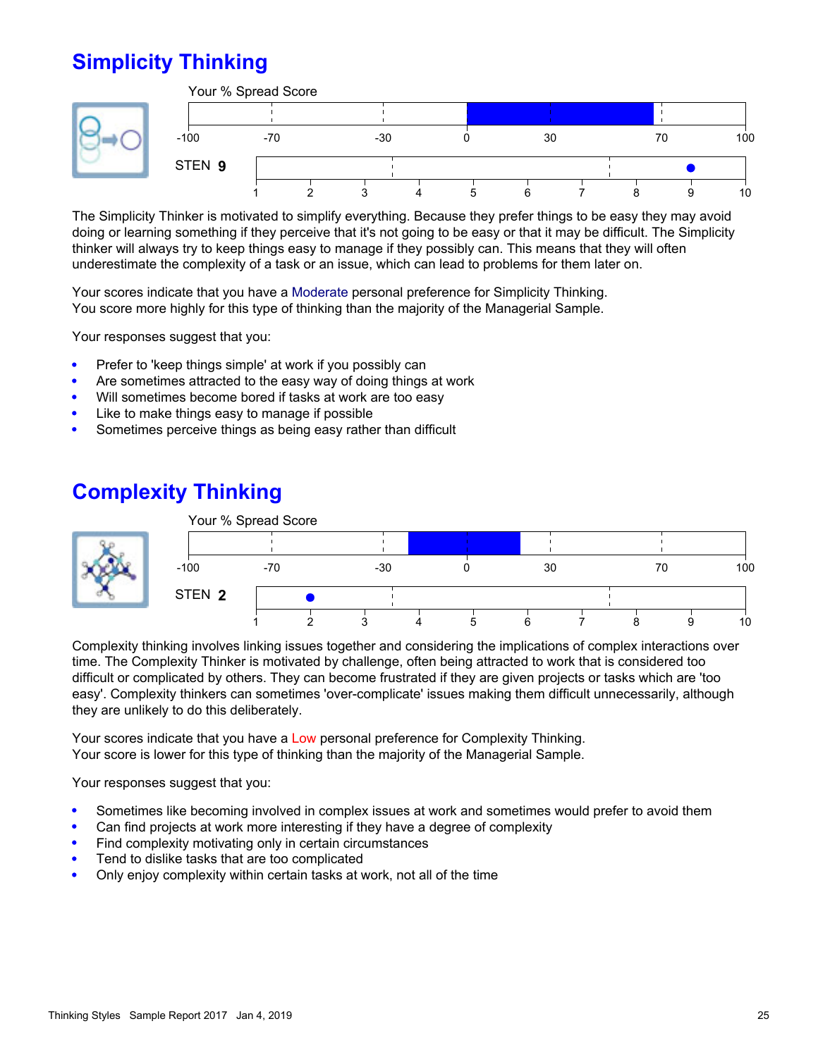## Simplicity Thinking

Your % Spread Score

STEN **9**

The Simplicity Thinker is motivated to simplify everything. Because they prefer things to be easy they may avoid doing or learning something if they perceive that it's not going to be easy or that it may be difficult. The Simplicity thinker will always try to keep things easy to manage if they possibly can. This means that they will often underestimate the complexity of a task or an issue, which can lead to problems for them later on.

Your scores indicate that you have a Moderate personal preference for Simplicity Thinking.
You score more highly for this type of thinking than the majority of the Managerial Sample.

Your responses suggest that you:

- Prefer to 'keep things simple' at work if you possibly can
- Are sometimes attracted to the easy way of doing things at work
- Will sometimes become bored if tasks at work are too easy
- Like to make things easy to manage if possible
- Sometimes perceive things as being easy rather than difficult

## Complexity Thinking

Your % Spread Score

STEN **2**

Complexity thinking involves linking issues together and considering the implications of complex interactions over time. The Complexity Thinker is motivated by challenge, often being attracted to work that is considered too difficult or complicated by others. They can become frustrated if they are given projects or tasks which are 'too easy'. Complexity thinkers can sometimes 'over-complicate' issues making them difficult unnecessarily, although they are unlikely to do this deliberately.

Your scores indicate that you have a Low personal preference for Complexity Thinking.
Your score is lower for this type of thinking than the majority of the Managerial Sample.

Your responses suggest that you:

- Sometimes like becoming involved in complex issues at work and sometimes would prefer to avoid them
- Can find projects at work more interesting if they have a degree of complexity
- Find complexity motivating only in certain circumstances
- Tend to dislike tasks that are too complicated
- Only enjoy complexity within certain tasks at work, not all of the time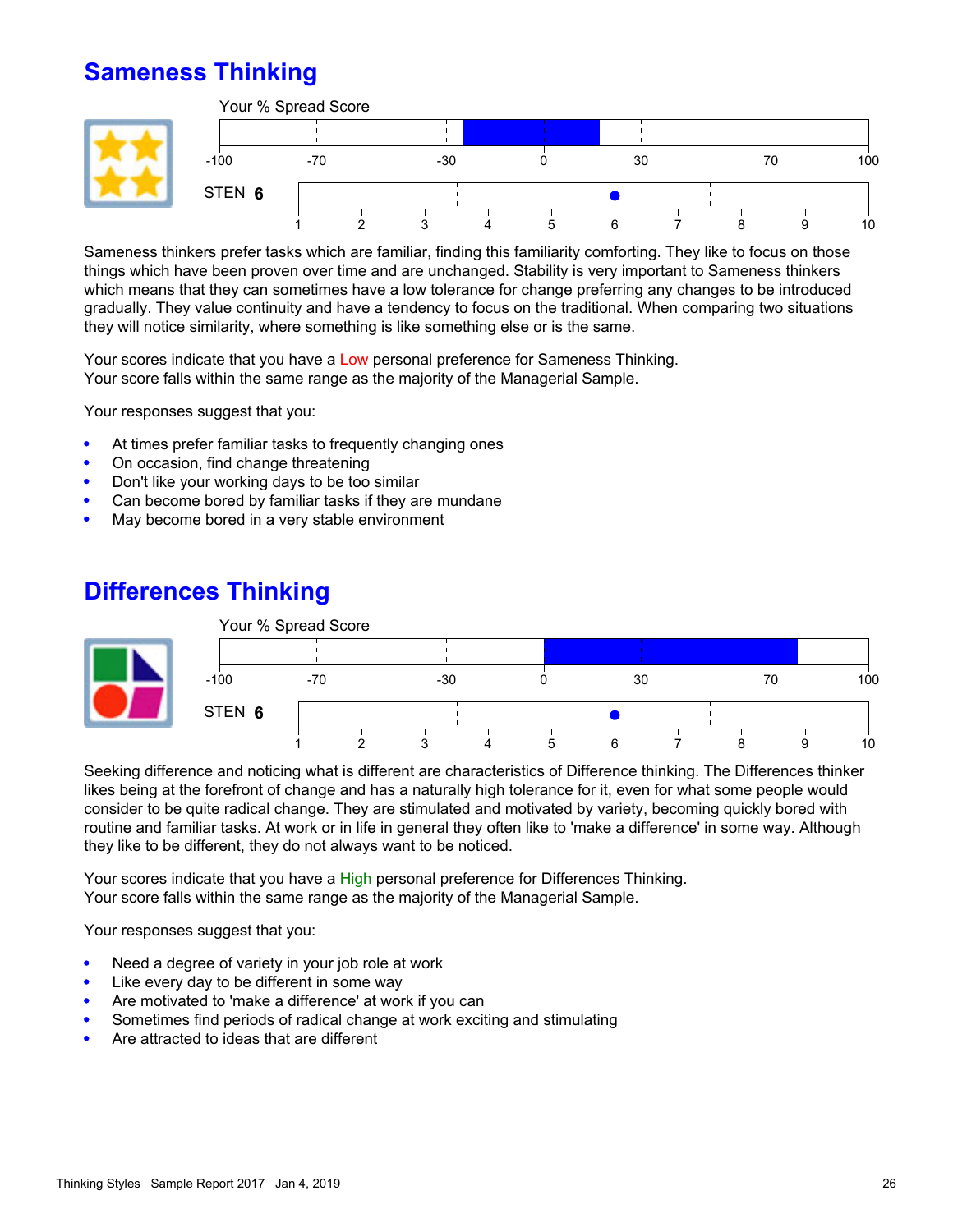## Sameness Thinking

Your % Spread Score

-100 -70 -30 0 30 70 100

STEN **6**

1 2 3 4 5 6 7 8 9 10

Sameness thinkers prefer tasks which are familiar, finding this familiarity comforting. They like to focus on those things which have been proven over time and are unchanged. Stability is very important to Sameness thinkers which means that they can sometimes have a low tolerance for change preferring any changes to be introduced gradually. They value continuity and have a tendency to focus on the traditional. When comparing two situations they will notice similarity, where something is like something else or is the same.

Your scores indicate that you have a Low personal preference for Sameness Thinking.
Your score falls within the same range as the majority of the Managerial Sample.

Your responses suggest that you:

- At times prefer familiar tasks to frequently changing ones
- On occasion, find change threatening
- Don't like your working days to be too similar
- Can become bored by familiar tasks if they are mundane
- May become bored in a very stable environment

## Differences Thinking

Your % Spread Score

-100 -70 -30 0 30 70 100

STEN **6**

1 2 3 4 5 6 7 8 9 10

Seeking difference and noticing what is different are characteristics of Difference thinking. The Differences thinker likes being at the forefront of change and has a naturally high tolerance for it, even for what some people would consider to be quite radical change. They are stimulated and motivated by variety, becoming quickly bored with routine and familiar tasks. At work or in life in general they often like to 'make a difference' in some way. Although they like to be different, they do not always want to be noticed.

Your scores indicate that you have a High personal preference for Differences Thinking.
Your score falls within the same range as the majority of the Managerial Sample.

Your responses suggest that you:

- Need a degree of variety in your job role at work
- Like every day to be different in some way
- Are motivated to 'make a difference' at work if you can
- Sometimes find periods of radical change at work exciting and stimulating
- Are attracted to ideas that are different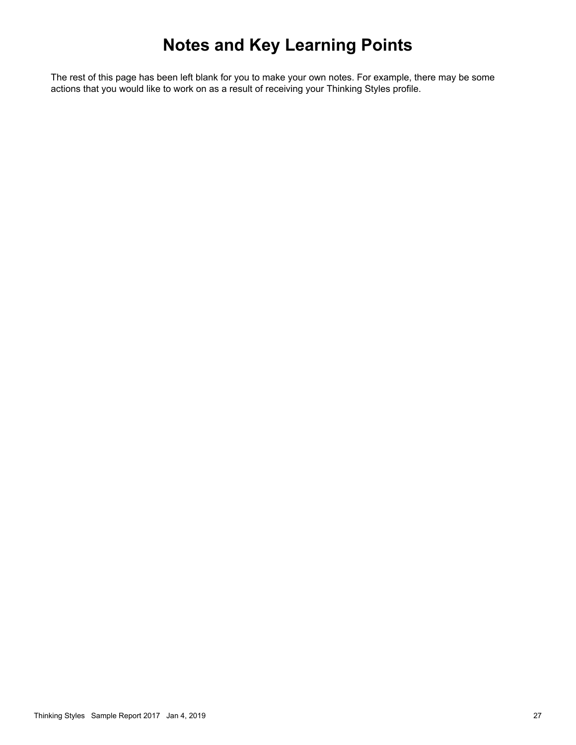# Notes and Key Learning Points

The rest of this page has been left blank for you to make your own notes. For example, there may be some actions that you would like to work on as a result of receiving your Thinking Styles profile.